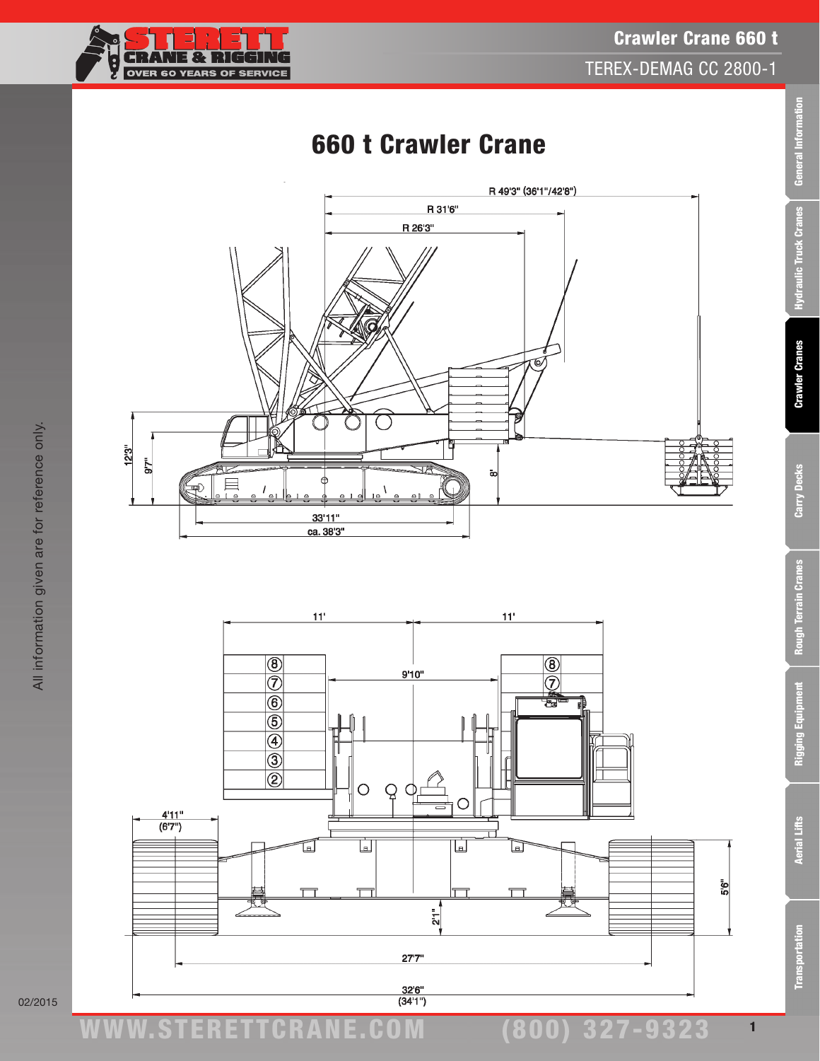# 660 t Crawler Crane

R 49'3" (36'1"/42'8")

R 31'6"

R 26'3"

12'3"

9'7"

8'

33'11"

ca. 38'3"

11'

11'

9'10"

4'11" (6'7")

5'6"

2'1"

27'7"

32'6" (34'1")

All information given are for reference only.

02/2015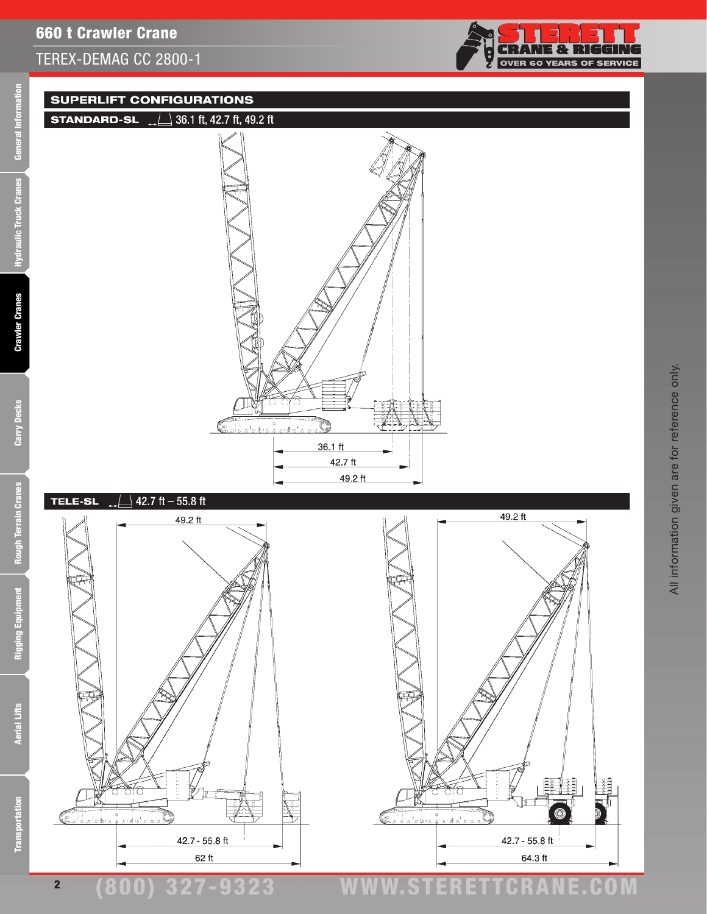## SUPERLIFT CONFIGURATIONS

### STANDARD-SL 36.1 ft, 42.7 ft, 49.2 ft

36.1 ft

42.7 ft

49.2 ft

### TELE-SL 42.7 ft – 55.8 ft

49.2 ft

42.7 - 55.8 ft

62 ft

49.2 ft

42.7 - 55.8 ft

64.3 ft

All information given are for reference only.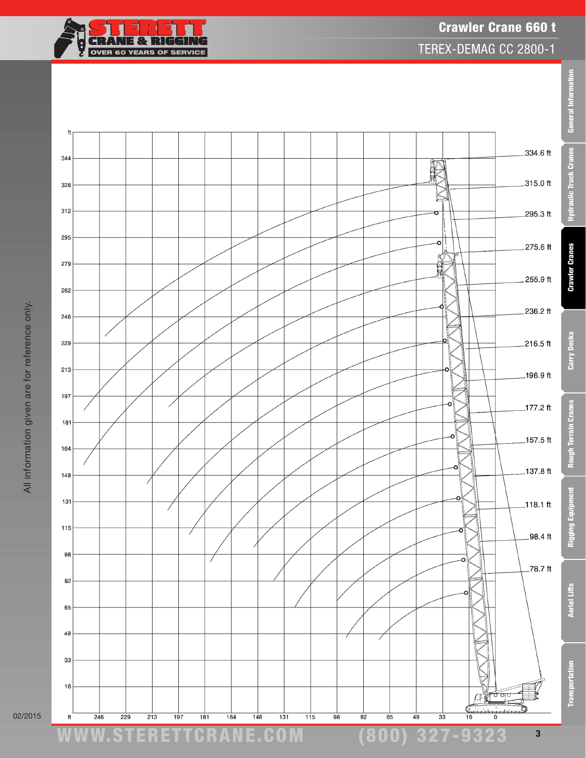# Crawler Crane 660 t

## TEREX-DEMAG CC 2800-1

All information given are for reference only.

| Boom length |
| --- |
| 334.6 ft |
| 315.0 ft |
| 295.3 ft |
| 275.6 ft |
| 255.9 ft |
| 236.2 ft |
| 216.5 ft |
| 196.9 ft |
| 177.2 ft |
| 157.5 ft |
| 137.8 ft |
| 118.1 ft |
| 98.4 ft |
| 78.7 ft |

Vertical axis (ft): 16, 33, 49, 65, 82, 98, 115, 131, 148, 164, 181, 197, 213, 229, 246, 262, 279, 295, 312, 328, 344

Horizontal axis (ft): 246, 229, 213, 197, 181, 164, 148, 131, 115, 98, 82, 65, 49, 33, 16, 0

02/2015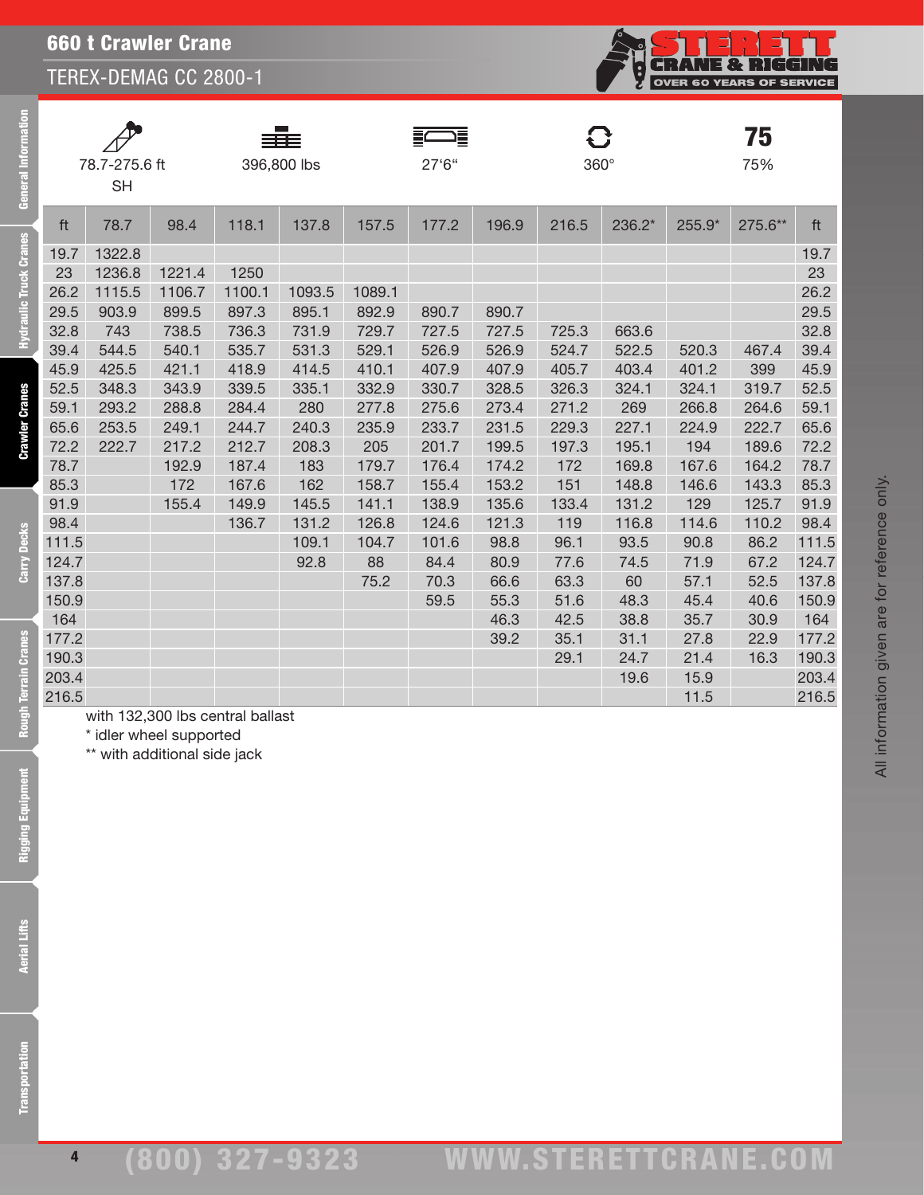# 660 t Crawler Crane

## TEREX-DEMAG CC 2800-1

| 78.7-275.6 ft SH | 396,800 lbs | 27'6" | 360° | 75% |
|---|---|---|---|---|

| ft | 78.7 | 98.4 | 118.1 | 137.8 | 157.5 | 177.2 | 196.9 | 216.5 | 236.2* | 255.9* | 275.6** | ft |
|---|---|---|---|---|---|---|---|---|---|---|---|---|
| 19.7 | 1322.8 | | | | | | | | | | | 19.7 |
| 23 | 1236.8 | 1221.4 | 1250 | | | | | | | | | 23 |
| 26.2 | 1115.5 | 1106.7 | 1100.1 | 1093.5 | 1089.1 | | | | | | | 26.2 |
| 29.5 | 903.9 | 899.5 | 897.3 | 895.1 | 892.9 | 890.7 | 890.7 | | | | | 29.5 |
| 32.8 | 743 | 738.5 | 736.3 | 731.9 | 729.7 | 727.5 | 727.5 | 725.3 | 663.6 | | | 32.8 |
| 39.4 | 544.5 | 540.1 | 535.7 | 531.3 | 529.1 | 526.9 | 526.9 | 524.7 | 522.5 | 520.3 | 467.4 | 39.4 |
| 45.9 | 425.5 | 421.1 | 418.9 | 414.5 | 410.1 | 407.9 | 407.9 | 405.7 | 403.4 | 401.2 | 399 | 45.9 |
| 52.5 | 348.3 | 343.9 | 339.5 | 335.1 | 332.9 | 330.7 | 328.5 | 326.3 | 324.1 | 324.1 | 319.7 | 52.5 |
| 59.1 | 293.2 | 288.8 | 284.4 | 280 | 277.8 | 275.6 | 273.4 | 271.2 | 269 | 266.8 | 264.6 | 59.1 |
| 65.6 | 253.5 | 249.1 | 244.7 | 240.3 | 235.9 | 233.7 | 231.5 | 229.3 | 227.1 | 224.9 | 222.7 | 65.6 |
| 72.2 | 222.7 | 217.2 | 212.7 | 208.3 | 205 | 201.7 | 199.5 | 197.3 | 195.1 | 194 | 189.6 | 72.2 |
| 78.7 | | 192.9 | 187.4 | 183 | 179.7 | 176.4 | 174.2 | 172 | 169.8 | 167.6 | 164.2 | 78.7 |
| 85.3 | | 172 | 167.6 | 162 | 158.7 | 155.4 | 153.2 | 151 | 148.8 | 146.6 | 143.3 | 85.3 |
| 91.9 | | 155.4 | 149.9 | 145.5 | 141.1 | 138.9 | 135.6 | 133.4 | 131.2 | 129 | 125.7 | 91.9 |
| 98.4 | | | 136.7 | 131.2 | 126.8 | 124.6 | 121.3 | 119 | 116.8 | 114.6 | 110.2 | 98.4 |
| 111.5 | | | | 109.1 | 104.7 | 101.6 | 98.8 | 96.1 | 93.5 | 90.8 | 86.2 | 111.5 |
| 124.7 | | | | 92.8 | 88 | 84.4 | 80.9 | 77.6 | 74.5 | 71.9 | 67.2 | 124.7 |
| 137.8 | | | | | 75.2 | 70.3 | 66.6 | 63.3 | 60 | 57.1 | 52.5 | 137.8 |
| 150.9 | | | | | | 59.5 | 55.3 | 51.6 | 48.3 | 45.4 | 40.6 | 150.9 |
| 164 | | | | | | | 46.3 | 42.5 | 38.8 | 35.7 | 30.9 | 164 |
| 177.2 | | | | | | | 39.2 | 35.1 | 31.1 | 27.8 | 22.9 | 177.2 |
| 190.3 | | | | | | | | 29.1 | 24.7 | 21.4 | 16.3 | 190.3 |
| 203.4 | | | | | | | | | 19.6 | 15.9 | | 203.4 |
| 216.5 | | | | | | | | | | 11.5 | | 216.5 |

with 132,300 lbs central ballast

* idler wheel supported

** with additional side jack

All information given are for reference only.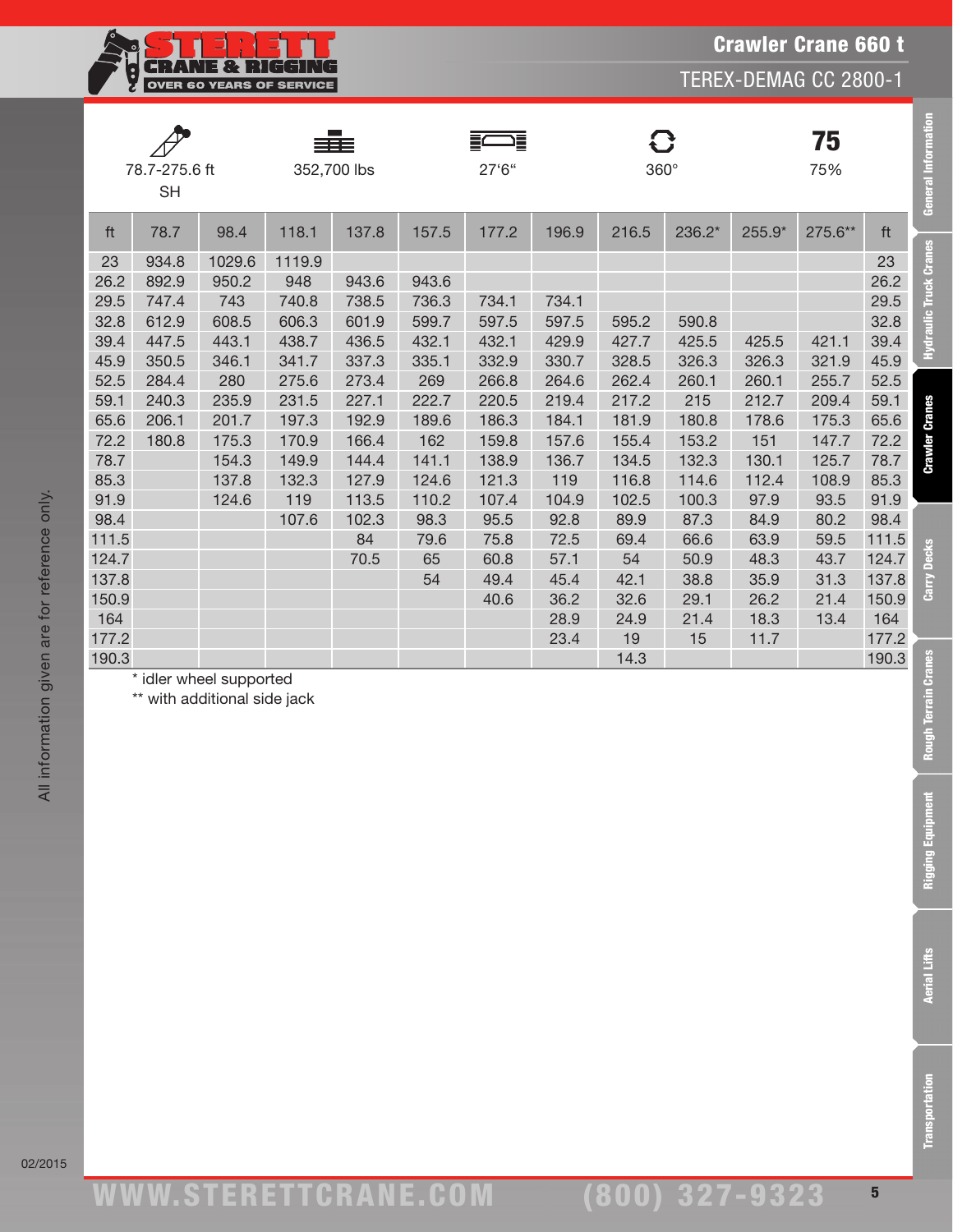# Crawler Crane 660 t

## TEREX-DEMAG CC 2800-1

| 78.7-275.6 ft SH | 352,700 lbs | 27'6" | 360° | 75% |
|---|---|---|---|---|

| ft | 78.7 | 98.4 | 118.1 | 137.8 | 157.5 | 177.2 | 196.9 | 216.5 | 236.2* | 255.9* | 275.6** | ft |
|---|---|---|---|---|---|---|---|---|---|---|---|---|
| 23 | 934.8 | 1029.6 | 1119.9 | | | | | | | | | 23 |
| 26.2 | 892.9 | 950.2 | 948 | 943.6 | 943.6 | | | | | | | 26.2 |
| 29.5 | 747.4 | 743 | 740.8 | 738.5 | 736.3 | 734.1 | 734.1 | | | | | 29.5 |
| 32.8 | 612.9 | 608.5 | 606.3 | 601.9 | 599.7 | 597.5 | 597.5 | 595.2 | 590.8 | | | 32.8 |
| 39.4 | 447.5 | 443.1 | 438.7 | 436.5 | 432.1 | 432.1 | 429.9 | 427.7 | 425.5 | 425.5 | 421.1 | 39.4 |
| 45.9 | 350.5 | 346.1 | 341.7 | 337.3 | 335.1 | 332.9 | 330.7 | 328.5 | 326.3 | 326.3 | 321.9 | 45.9 |
| 52.5 | 284.4 | 280 | 275.6 | 273.4 | 269 | 266.8 | 264.6 | 262.4 | 260.1 | 260.1 | 255.7 | 52.5 |
| 59.1 | 240.3 | 235.9 | 231.5 | 227.1 | 222.7 | 220.5 | 219.4 | 217.2 | 215 | 212.7 | 209.4 | 59.1 |
| 65.6 | 206.1 | 201.7 | 197.3 | 192.9 | 189.6 | 186.3 | 184.1 | 181.9 | 180.8 | 178.6 | 175.3 | 65.6 |
| 72.2 | 180.8 | 175.3 | 170.9 | 166.4 | 162 | 159.8 | 157.6 | 155.4 | 153.2 | 151 | 147.7 | 72.2 |
| 78.7 | | 154.3 | 149.9 | 144.4 | 141.1 | 138.9 | 136.7 | 134.5 | 132.3 | 130.1 | 125.7 | 78.7 |
| 85.3 | | 137.8 | 132.3 | 127.9 | 124.6 | 121.3 | 119 | 116.8 | 114.6 | 112.4 | 108.9 | 85.3 |
| 91.9 | | 124.6 | 119 | 113.5 | 110.2 | 107.4 | 104.9 | 102.5 | 100.3 | 97.9 | 93.5 | 91.9 |
| 98.4 | | | 107.6 | 102.3 | 98.3 | 95.5 | 92.8 | 89.9 | 87.3 | 84.9 | 80.2 | 98.4 |
| 111.5 | | | | 84 | 79.6 | 75.8 | 72.5 | 69.4 | 66.6 | 63.9 | 59.5 | 111.5 |
| 124.7 | | | | 70.5 | 65 | 60.8 | 57.1 | 54 | 50.9 | 48.3 | 43.7 | 124.7 |
| 137.8 | | | | | 54 | 49.4 | 45.4 | 42.1 | 38.8 | 35.9 | 31.3 | 137.8 |
| 150.9 | | | | | | 40.6 | 36.2 | 32.6 | 29.1 | 26.2 | 21.4 | 150.9 |
| 164 | | | | | | | 28.9 | 24.9 | 21.4 | 18.3 | 13.4 | 164 |
| 177.2 | | | | | | | 23.4 | 19 | 15 | 11.7 | | 177.2 |
| 190.3 | | | | | | | | 14.3 | | | | 190.3 |

* idler wheel supported

** with additional side jack

All information given are for reference only.

02/2015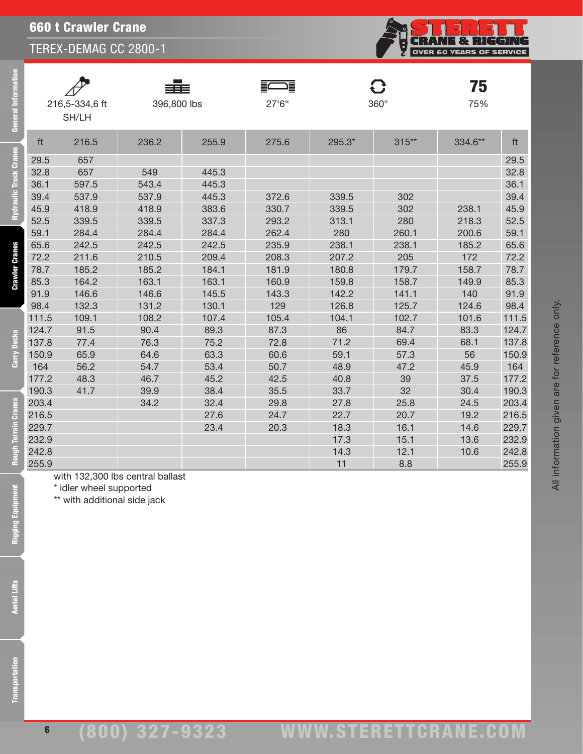# 660 t Crawler Crane

## TEREX-DEMAG CC 2800-1

| 216,5-334,6 ft SH/LH | 396,800 lbs | 27'6" | 360° | 75 75% |
|---|---|---|---|---|

| ft | 216.5 | 236.2 | 255.9 | 275.6 | 295.3* | 315** | 334.6** | ft |
|---|---|---|---|---|---|---|---|---|
| 29.5 | 657 | | | | | | | 29.5 |
| 32.8 | 657 | 549 | 445.3 | | | | | 32.8 |
| 36.1 | 597.5 | 543.4 | 445.3 | | | | | 36.1 |
| 39.4 | 537.9 | 537.9 | 445.3 | 372.6 | 339.5 | 302 | | 39.4 |
| 45.9 | 418.9 | 418.9 | 383.6 | 330.7 | 339.5 | 302 | 238.1 | 45.9 |
| 52.5 | 339.5 | 339.5 | 337.3 | 293.2 | 313.1 | 280 | 218.3 | 52.5 |
| 59.1 | 284.4 | 284.4 | 284.4 | 262.4 | 280 | 260.1 | 200.6 | 59.1 |
| 65.6 | 242.5 | 242.5 | 242.5 | 235.9 | 238.1 | 238.1 | 185.2 | 65.6 |
| 72.2 | 211.6 | 210.5 | 209.4 | 208.3 | 207.2 | 205 | 172 | 72.2 |
| 78.7 | 185.2 | 185.2 | 184.1 | 181.9 | 180.8 | 179.7 | 158.7 | 78.7 |
| 85.3 | 164.2 | 163.1 | 163.1 | 160.9 | 159.8 | 158.7 | 149.9 | 85.3 |
| 91.9 | 146.6 | 146.6 | 145.5 | 143.3 | 142.2 | 141.1 | 140 | 91.9 |
| 98.4 | 132.3 | 131.2 | 130.1 | 129 | 126.8 | 125.7 | 124.6 | 98.4 |
| 111.5 | 109.1 | 108.2 | 107.4 | 105.4 | 104.1 | 102.7 | 101.6 | 111.5 |
| 124.7 | 91.5 | 90.4 | 89.3 | 87.3 | 86 | 84.7 | 83.3 | 124.7 |
| 137.8 | 77.4 | 76.3 | 75.2 | 72.8 | 71.2 | 69.4 | 68.1 | 137.8 |
| 150.9 | 65.9 | 64.6 | 63.3 | 60.6 | 59.1 | 57.3 | 56 | 150.9 |
| 164 | 56.2 | 54.7 | 53.4 | 50.7 | 48.9 | 47.2 | 45.9 | 164 |
| 177.2 | 48.3 | 46.7 | 45.2 | 42.5 | 40.8 | 39 | 37.5 | 177.2 |
| 190.3 | 41.7 | 39.9 | 38.4 | 35.5 | 33.7 | 32 | 30.4 | 190.3 |
| 203.4 | | 34.2 | 32.4 | 29.8 | 27.8 | 25.8 | 24.5 | 203.4 |
| 216.5 | | | 27.6 | 24.7 | 22.7 | 20.7 | 19.2 | 216.5 |
| 229.7 | | | 23.4 | 20.3 | 18.3 | 16.1 | 14.6 | 229.7 |
| 232.9 | | | | | 17.3 | 15.1 | 13.6 | 232.9 |
| 242.8 | | | | | 14.3 | 12.1 | 10.6 | 242.8 |
| 255.9 | | | | | 11 | 8.8 | | 255.9 |

with 132,300 lbs central ballast

* idler wheel supported

** with additional side jack

All information given are for reference only.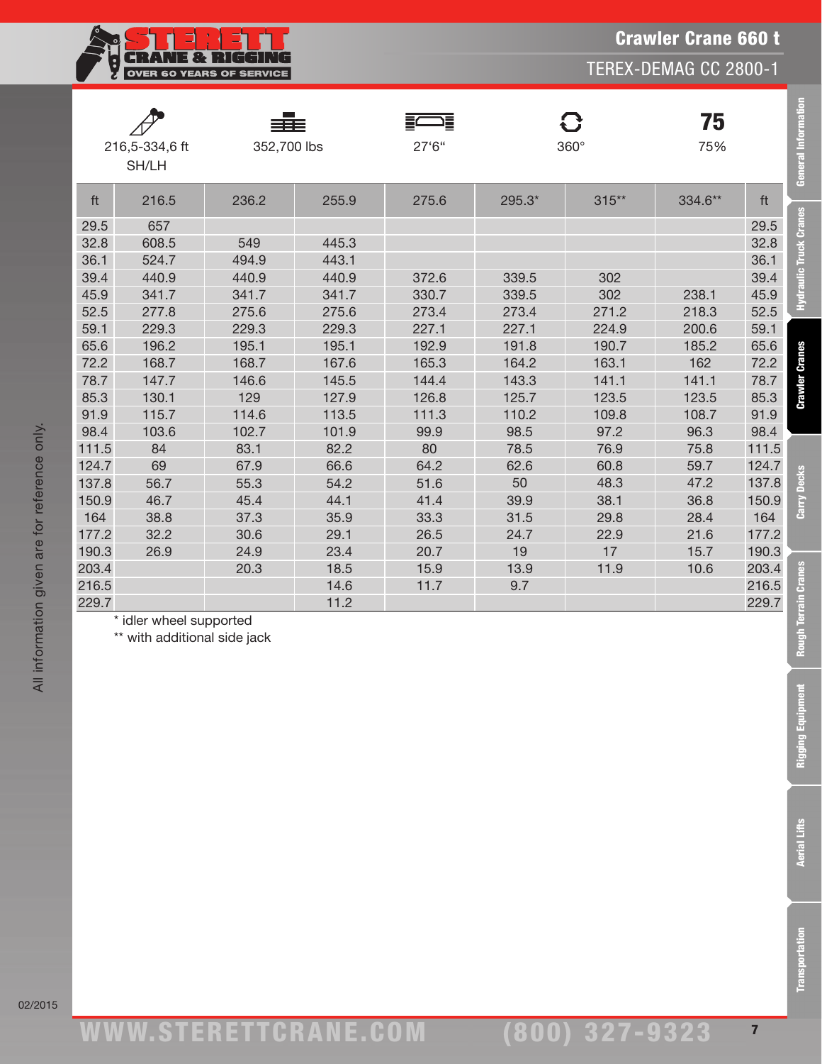# Crawler Crane 660 t

## TEREX-DEMAG CC 2800-1

| 216,5-334,6 ft SH/LH | 352,700 lbs | 27'6" | 360° | 75 75% |
|---|---|---|---|---|

| ft | 216.5 | 236.2 | 255.9 | 275.6 | 295.3* | 315** | 334.6** | ft |
|---|---|---|---|---|---|---|---|---|
| 29.5 | 657 | | | | | | | 29.5 |
| 32.8 | 608.5 | 549 | 445.3 | | | | | 32.8 |
| 36.1 | 524.7 | 494.9 | 443.1 | | | | | 36.1 |
| 39.4 | 440.9 | 440.9 | 440.9 | 372.6 | 339.5 | 302 | | 39.4 |
| 45.9 | 341.7 | 341.7 | 341.7 | 330.7 | 339.5 | 302 | 238.1 | 45.9 |
| 52.5 | 277.8 | 275.6 | 275.6 | 273.4 | 273.4 | 271.2 | 218.3 | 52.5 |
| 59.1 | 229.3 | 229.3 | 229.3 | 227.1 | 227.1 | 224.9 | 200.6 | 59.1 |
| 65.6 | 196.2 | 195.1 | 195.1 | 192.9 | 191.8 | 190.7 | 185.2 | 65.6 |
| 72.2 | 168.7 | 168.7 | 167.6 | 165.3 | 164.2 | 163.1 | 162 | 72.2 |
| 78.7 | 147.7 | 146.6 | 145.5 | 144.4 | 143.3 | 141.1 | 141.1 | 78.7 |
| 85.3 | 130.1 | 129 | 127.9 | 126.8 | 125.7 | 123.5 | 123.5 | 85.3 |
| 91.9 | 115.7 | 114.6 | 113.5 | 111.3 | 110.2 | 109.8 | 108.7 | 91.9 |
| 98.4 | 103.6 | 102.7 | 101.9 | 99.9 | 98.5 | 97.2 | 96.3 | 98.4 |
| 111.5 | 84 | 83.1 | 82.2 | 80 | 78.5 | 76.9 | 75.8 | 111.5 |
| 124.7 | 69 | 67.9 | 66.6 | 64.2 | 62.6 | 60.8 | 59.7 | 124.7 |
| 137.8 | 56.7 | 55.3 | 54.2 | 51.6 | 50 | 48.3 | 47.2 | 137.8 |
| 150.9 | 46.7 | 45.4 | 44.1 | 41.4 | 39.9 | 38.1 | 36.8 | 150.9 |
| 164 | 38.8 | 37.3 | 35.9 | 33.3 | 31.5 | 29.8 | 28.4 | 164 |
| 177.2 | 32.2 | 30.6 | 29.1 | 26.5 | 24.7 | 22.9 | 21.6 | 177.2 |
| 190.3 | 26.9 | 24.9 | 23.4 | 20.7 | 19 | 17 | 15.7 | 190.3 |
| 203.4 | | 20.3 | 18.5 | 15.9 | 13.9 | 11.9 | 10.6 | 203.4 |
| 216.5 | | | 14.6 | 11.7 | 9.7 | | | 216.5 |
| 229.7 | | | 11.2 | | | | | 229.7 |

\* idler wheel supported

\*\* with additional side jack

All information given are for reference only.

02/2015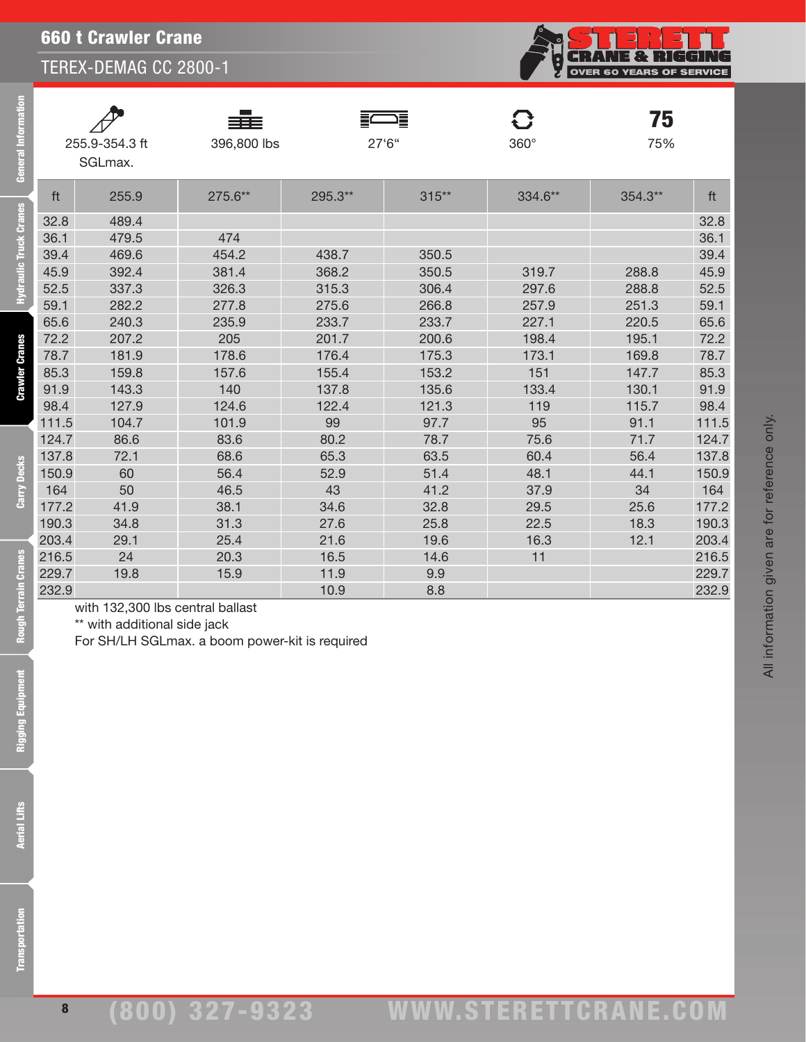# 660 t Crawler Crane

## TEREX-DEMAG CC 2800-1

| 255.9-354.3 ft SGLmax. | 396,800 lbs | 27'6" | 360° | 75% |
|---|---|---|---|---|

| ft | 255.9 | 275.6** | 295.3** | 315** | 334.6** | 354.3** | ft |
|---|---|---|---|---|---|---|---|
| 32.8 | 489.4 | | | | | | 32.8 |
| 36.1 | 479.5 | 474 | | | | | 36.1 |
| 39.4 | 469.6 | 454.2 | 438.7 | 350.5 | | | 39.4 |
| 45.9 | 392.4 | 381.4 | 368.2 | 350.5 | 319.7 | 288.8 | 45.9 |
| 52.5 | 337.3 | 326.3 | 315.3 | 306.4 | 297.6 | 288.8 | 52.5 |
| 59.1 | 282.2 | 277.8 | 275.6 | 266.8 | 257.9 | 251.3 | 59.1 |
| 65.6 | 240.3 | 235.9 | 233.7 | 233.7 | 227.1 | 220.5 | 65.6 |
| 72.2 | 207.2 | 205 | 201.7 | 200.6 | 198.4 | 195.1 | 72.2 |
| 78.7 | 181.9 | 178.6 | 176.4 | 175.3 | 173.1 | 169.8 | 78.7 |
| 85.3 | 159.8 | 157.6 | 155.4 | 153.2 | 151 | 147.7 | 85.3 |
| 91.9 | 143.3 | 140 | 137.8 | 135.6 | 133.4 | 130.1 | 91.9 |
| 98.4 | 127.9 | 124.6 | 122.4 | 121.3 | 119 | 115.7 | 98.4 |
| 111.5 | 104.7 | 101.9 | 99 | 97.7 | 95 | 91.1 | 111.5 |
| 124.7 | 86.6 | 83.6 | 80.2 | 78.7 | 75.6 | 71.7 | 124.7 |
| 137.8 | 72.1 | 68.6 | 65.3 | 63.5 | 60.4 | 56.4 | 137.8 |
| 150.9 | 60 | 56.4 | 52.9 | 51.4 | 48.1 | 44.1 | 150.9 |
| 164 | 50 | 46.5 | 43 | 41.2 | 37.9 | 34 | 164 |
| 177.2 | 41.9 | 38.1 | 34.6 | 32.8 | 29.5 | 25.6 | 177.2 |
| 190.3 | 34.8 | 31.3 | 27.6 | 25.8 | 22.5 | 18.3 | 190.3 |
| 203.4 | 29.1 | 25.4 | 21.6 | 19.6 | 16.3 | 12.1 | 203.4 |
| 216.5 | 24 | 20.3 | 16.5 | 14.6 | 11 | | 216.5 |
| 229.7 | 19.8 | 15.9 | 11.9 | 9.9 | | | 229.7 |
| 232.9 | | | 10.9 | 8.8 | | | 232.9 |

with 132,300 lbs central ballast

** with additional side jack

For SH/LH SGLmax. a boom power-kit is required

All information given are for reference only.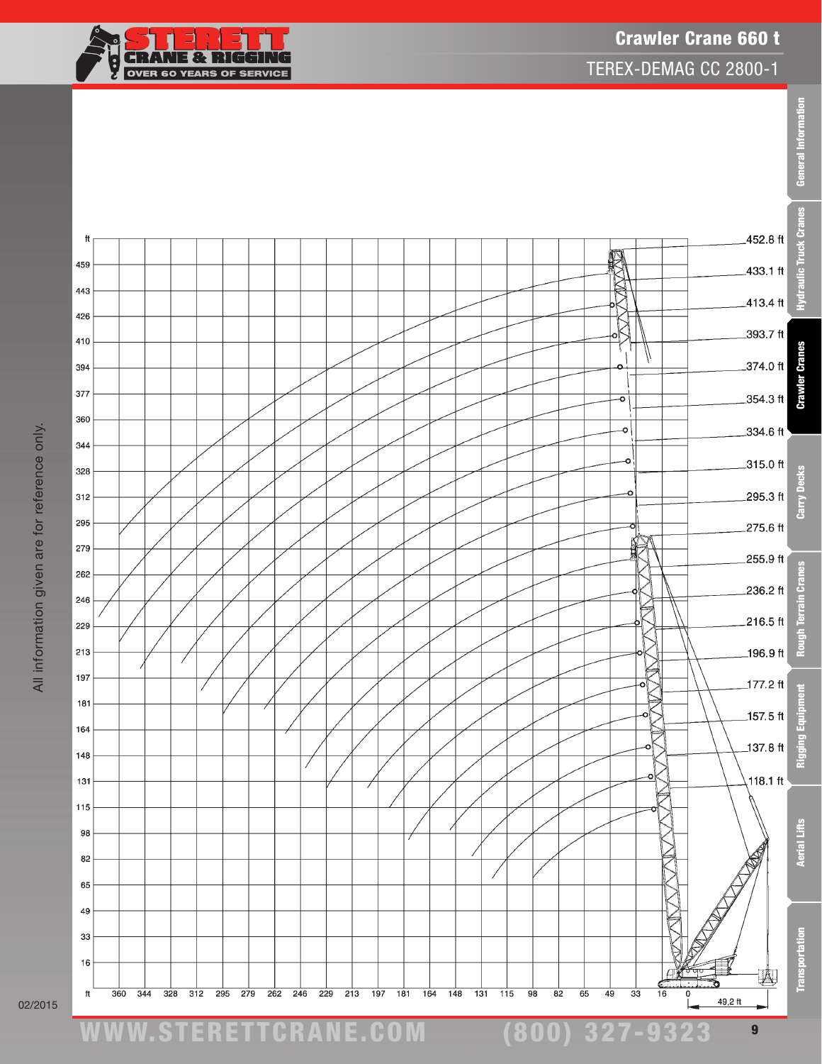# Crawler Crane 660 t

## TEREX-DEMAG CC 2800-1

Height axis (ft): 459, 443, 426, 410, 394, 377, 360, 344, 328, 312, 295, 279, 262, 246, 229, 213, 197, 181, 164, 148, 131, 115, 98, 82, 65, 49, 33, 16

Radius axis (ft): 360, 344, 328, 312, 295, 279, 262, 246, 229, 213, 197, 181, 164, 148, 131, 115, 98, 82, 65, 49, 33, 16, 0

Boom lengths: 452.8 ft, 433.1 ft, 413.4 ft, 393.7 ft, 374.0 ft, 354.3 ft, 334.6 ft, 315.0 ft, 295.3 ft, 275.6 ft, 255.9 ft, 236.2 ft, 216.5 ft, 196.9 ft, 177.2 ft, 157.5 ft, 137.8 ft, 118.1 ft

49,2 ft

All information given are for reference only.

02/2015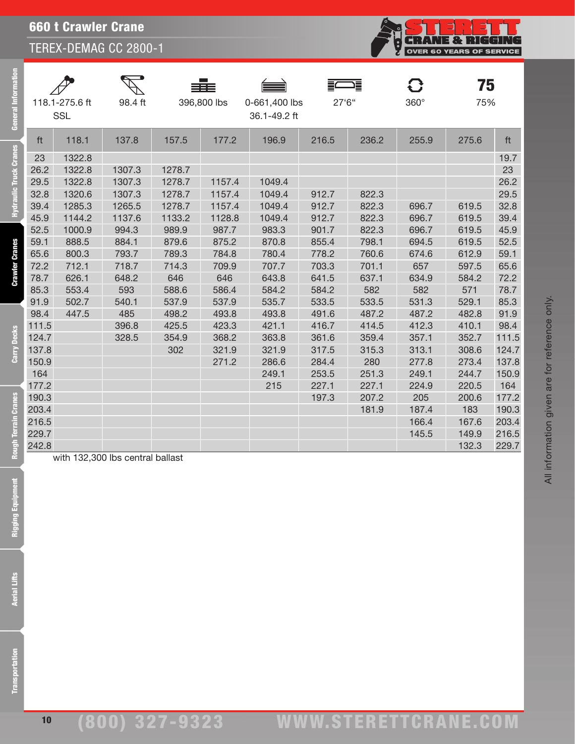# 660 t Crawler Crane

## TEREX-DEMAG CC 2800-1

| 118.1-275.6 ft SSL | 98.4 ft | 396,800 lbs | 0-661,400 lbs 36.1-49.2 ft | 27'6" | 360° | 75 75% |
|---|---|---|---|---|---|---|

| ft | 118.1 | 137.8 | 157.5 | 177.2 | 196.9 | 216.5 | 236.2 | 255.9 | 275.6 | ft |
|---|---|---|---|---|---|---|---|---|---|---|
| 23 | 1322.8 | | | | | | | | | 19.7 |
| 26.2 | 1322.8 | 1307.3 | 1278.7 | | | | | | | 23 |
| 29.5 | 1322.8 | 1307.3 | 1278.7 | 1157.4 | 1049.4 | | | | | 26.2 |
| 32.8 | 1320.6 | 1307.3 | 1278.7 | 1157.4 | 1049.4 | 912.7 | 822.3 | | | 29.5 |
| 39.4 | 1285.3 | 1265.5 | 1278.7 | 1157.4 | 1049.4 | 912.7 | 822.3 | 696.7 | 619.5 | 32.8 |
| 45.9 | 1144.2 | 1137.6 | 1133.2 | 1128.8 | 1049.4 | 912.7 | 822.3 | 696.7 | 619.5 | 39.4 |
| 52.5 | 1000.9 | 994.3 | 989.9 | 987.7 | 983.3 | 901.7 | 822.3 | 696.7 | 619.5 | 45.9 |
| 59.1 | 888.5 | 884.1 | 879.6 | 875.2 | 870.8 | 855.4 | 798.1 | 694.5 | 619.5 | 52.5 |
| 65.6 | 800.3 | 793.7 | 789.3 | 784.8 | 780.4 | 778.2 | 760.6 | 674.6 | 612.9 | 59.1 |
| 72.2 | 712.1 | 718.7 | 714.3 | 709.9 | 707.7 | 703.3 | 701.1 | 657 | 597.5 | 65.6 |
| 78.7 | 626.1 | 648.2 | 646 | 646 | 643.8 | 641.5 | 637.1 | 634.9 | 584.2 | 72.2 |
| 85.3 | 553.4 | 593 | 588.6 | 586.4 | 584.2 | 584.2 | 582 | 582 | 571 | 78.7 |
| 91.9 | 502.7 | 540.1 | 537.9 | 537.9 | 535.7 | 533.5 | 533.5 | 531.3 | 529.1 | 85.3 |
| 98.4 | 447.5 | 485 | 498.2 | 493.8 | 493.8 | 491.6 | 487.2 | 487.2 | 482.8 | 91.9 |
| 111.5 | | 396.8 | 425.5 | 423.3 | 421.1 | 416.7 | 414.5 | 412.3 | 410.1 | 98.4 |
| 124.7 | | 328.5 | 354.9 | 368.2 | 363.8 | 361.6 | 359.4 | 357.1 | 352.7 | 111.5 |
| 137.8 | | | 302 | 321.9 | 321.9 | 317.5 | 315.3 | 313.1 | 308.6 | 124.7 |
| 150.9 | | | | 271.2 | 286.6 | 284.4 | 280 | 277.8 | 273.4 | 137.8 |
| 164 | | | | | 249.1 | 253.5 | 251.3 | 249.1 | 244.7 | 150.9 |
| 177.2 | | | | | 215 | 227.1 | 227.1 | 224.9 | 220.5 | 164 |
| 190.3 | | | | | | 197.3 | 207.2 | 205 | 200.6 | 177.2 |
| 203.4 | | | | | | | 181.9 | 187.4 | 183 | 190.3 |
| 216.5 | | | | | | | | 166.4 | 167.6 | 203.4 |
| 229.7 | | | | | | | | 145.5 | 149.9 | 216.5 |
| 242.8 | | | | | | | | | 132.3 | 229.7 |

with 132,300 lbs central ballast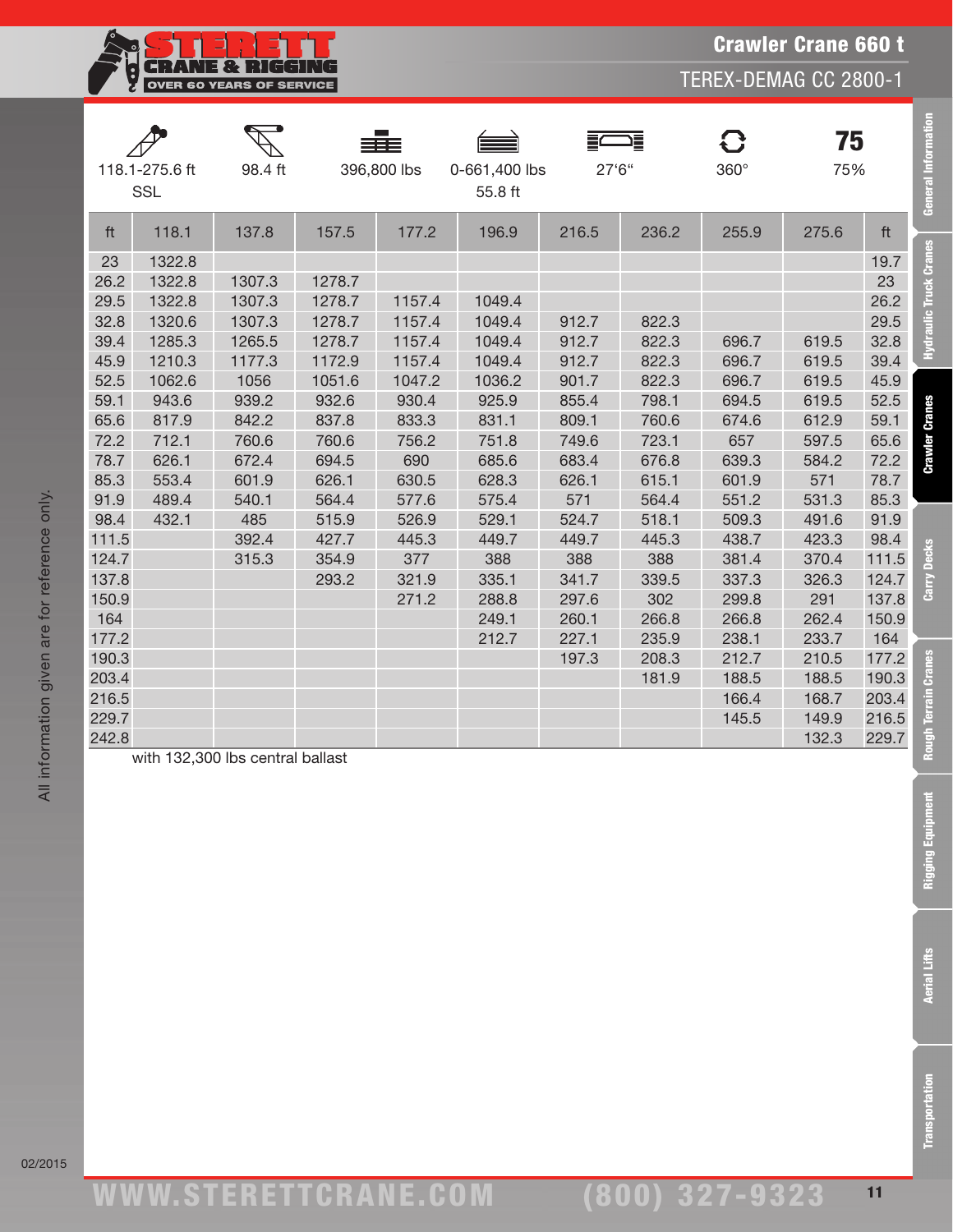# Crawler Crane 660 t

## TEREX-DEMAG CC 2800-1

| Boom | Counterweight | Superstructure ballast | Ballast | Track width | Rotation | Stability |
|---|---|---|---|---|---|---|
| 118.1-275.6 ft SSL | 98.4 ft | 396,800 lbs | 0-661,400 lbs 55.8 ft | 27'6" | 360° | 75% |

| ft | 118.1 | 137.8 | 157.5 | 177.2 | 196.9 | 216.5 | 236.2 | 255.9 | 275.6 | ft |
|---|---|---|---|---|---|---|---|---|---|---|
| 23 | 1322.8 | | | | | | | | | 19.7 |
| 26.2 | 1322.8 | 1307.3 | 1278.7 | | | | | | | 23 |
| 29.5 | 1322.8 | 1307.3 | 1278.7 | 1157.4 | 1049.4 | | | | | 26.2 |
| 32.8 | 1320.6 | 1307.3 | 1278.7 | 1157.4 | 1049.4 | 912.7 | 822.3 | | | 29.5 |
| 39.4 | 1285.3 | 1265.5 | 1278.7 | 1157.4 | 1049.4 | 912.7 | 822.3 | 696.7 | 619.5 | 32.8 |
| 45.9 | 1210.3 | 1177.3 | 1172.9 | 1157.4 | 1049.4 | 912.7 | 822.3 | 696.7 | 619.5 | 39.4 |
| 52.5 | 1062.6 | 1056 | 1051.6 | 1047.2 | 1036.2 | 901.7 | 822.3 | 696.7 | 619.5 | 45.9 |
| 59.1 | 943.6 | 939.2 | 932.6 | 930.4 | 925.9 | 855.4 | 798.1 | 694.5 | 619.5 | 52.5 |
| 65.6 | 817.9 | 842.2 | 837.8 | 833.3 | 831.1 | 809.1 | 760.6 | 674.6 | 612.9 | 59.1 |
| 72.2 | 712.1 | 760.6 | 760.6 | 756.2 | 751.8 | 749.6 | 723.1 | 657 | 597.5 | 65.6 |
| 78.7 | 626.1 | 672.4 | 694.5 | 690 | 685.6 | 683.4 | 676.8 | 639.3 | 584.2 | 72.2 |
| 85.3 | 553.4 | 601.9 | 626.1 | 630.5 | 628.3 | 626.1 | 615.1 | 601.9 | 571 | 78.7 |
| 91.9 | 489.4 | 540.1 | 564.4 | 577.6 | 575.4 | 571 | 564.4 | 551.2 | 531.3 | 85.3 |
| 98.4 | 432.1 | 485 | 515.9 | 526.9 | 529.1 | 524.7 | 518.1 | 509.3 | 491.6 | 91.9 |
| 111.5 | | 392.4 | 427.7 | 445.3 | 449.7 | 449.7 | 445.3 | 438.7 | 423.3 | 98.4 |
| 124.7 | | 315.3 | 354.9 | 377 | 388 | 388 | 388 | 381.4 | 370.4 | 111.5 |
| 137.8 | | | 293.2 | 321.9 | 335.1 | 341.7 | 339.5 | 337.3 | 326.3 | 124.7 |
| 150.9 | | | | 271.2 | 288.8 | 297.6 | 302 | 299.8 | 291 | 137.8 |
| 164 | | | | | 249.1 | 260.1 | 266.8 | 266.8 | 262.4 | 150.9 |
| 177.2 | | | | | 212.7 | 227.1 | 235.9 | 238.1 | 233.7 | 164 |
| 190.3 | | | | | | 197.3 | 208.3 | 212.7 | 210.5 | 177.2 |
| 203.4 | | | | | | | 181.9 | 188.5 | 188.5 | 190.3 |
| 216.5 | | | | | | | | 166.4 | 168.7 | 203.4 |
| 229.7 | | | | | | | | 145.5 | 149.9 | 216.5 |
| 242.8 | | | | | | | | | 132.3 | 229.7 |

with 132,300 lbs central ballast

All information given are for reference only.

02/2015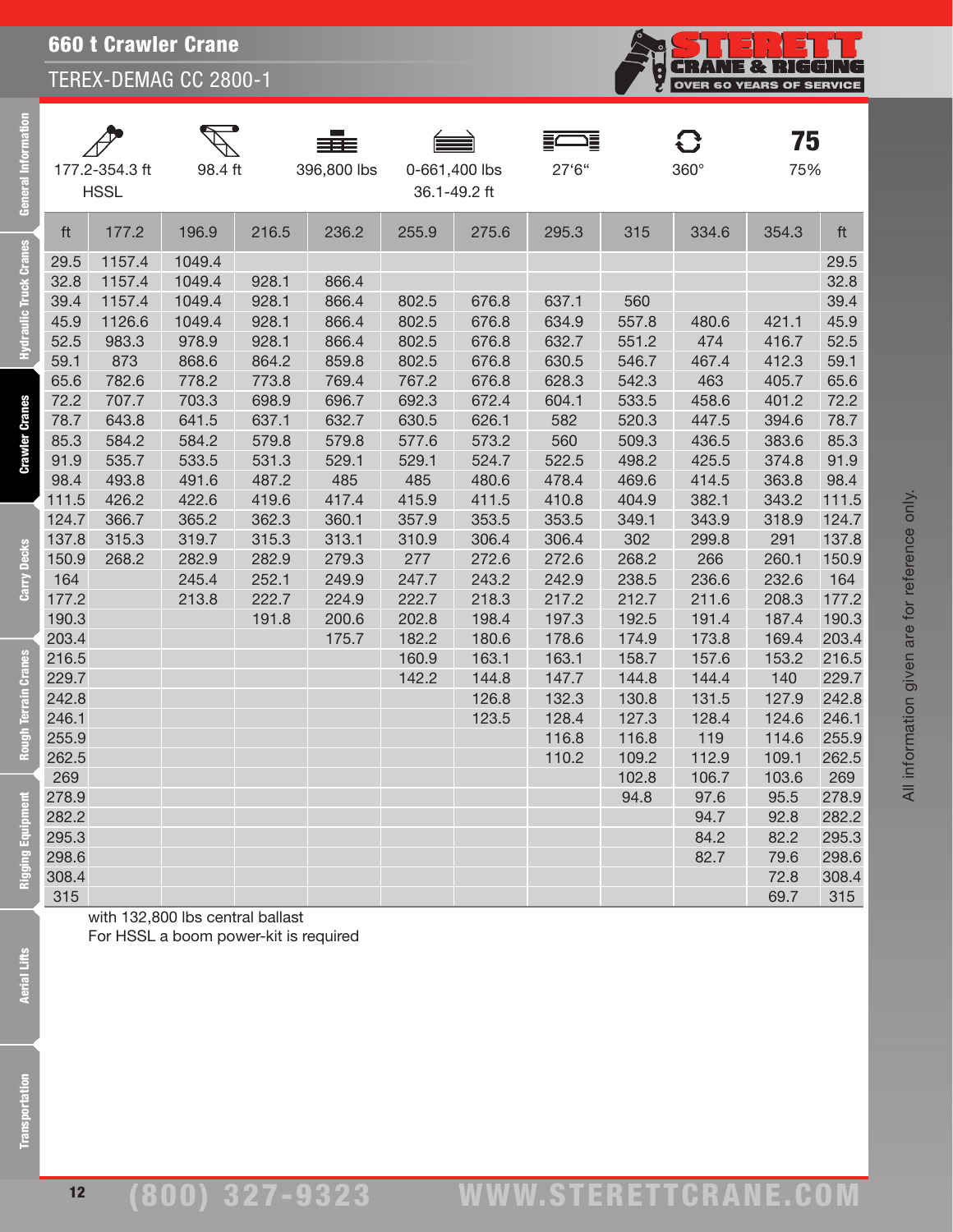## 660 t Crawler Crane

### TEREX-DEMAG CC 2800-1

| 177.2-354.3 ft HSSL | 98.4 ft | 396,800 lbs | 0-661,400 lbs 36.1-49.2 ft | 27'6" | 360° | 75% |
|---|---|---|---|---|---|---|

| ft | 177.2 | 196.9 | 216.5 | 236.2 | 255.9 | 275.6 | 295.3 | 315 | 334.6 | 354.3 | ft |
|---|---|---|---|---|---|---|---|---|---|---|---|
| 29.5 | 1157.4 | 1049.4 | | | | | | | | | 29.5 |
| 32.8 | 1157.4 | 1049.4 | 928.1 | 866.4 | | | | | | | 32.8 |
| 39.4 | 1157.4 | 1049.4 | 928.1 | 866.4 | 802.5 | 676.8 | 637.1 | 560 | | | 39.4 |
| 45.9 | 1126.6 | 1049.4 | 928.1 | 866.4 | 802.5 | 676.8 | 634.9 | 557.8 | 480.6 | 421.1 | 45.9 |
| 52.5 | 983.3 | 978.9 | 928.1 | 866.4 | 802.5 | 676.8 | 632.7 | 551.2 | 474 | 416.7 | 52.5 |
| 59.1 | 873 | 868.6 | 864.2 | 859.8 | 802.5 | 676.8 | 630.5 | 546.7 | 467.4 | 412.3 | 59.1 |
| 65.6 | 782.6 | 778.2 | 773.8 | 769.4 | 767.2 | 676.8 | 628.3 | 542.3 | 463 | 405.7 | 65.6 |
| 72.2 | 707.7 | 703.3 | 698.9 | 696.7 | 692.3 | 672.4 | 604.1 | 533.5 | 458.6 | 401.2 | 72.2 |
| 78.7 | 643.8 | 641.5 | 637.1 | 632.7 | 630.5 | 626.1 | 582 | 520.3 | 447.5 | 394.6 | 78.7 |
| 85.3 | 584.2 | 584.2 | 579.8 | 579.8 | 577.6 | 573.2 | 560 | 509.3 | 436.5 | 383.6 | 85.3 |
| 91.9 | 535.7 | 533.5 | 531.3 | 529.1 | 529.1 | 524.7 | 522.5 | 498.2 | 425.5 | 374.8 | 91.9 |
| 98.4 | 493.8 | 491.6 | 487.2 | 485 | 485 | 480.6 | 478.4 | 469.6 | 414.5 | 363.8 | 98.4 |
| 111.5 | 426.2 | 422.6 | 419.6 | 417.4 | 415.9 | 411.5 | 410.8 | 404.9 | 382.1 | 343.2 | 111.5 |
| 124.7 | 366.7 | 365.2 | 362.3 | 360.1 | 357.9 | 353.5 | 353.5 | 349.1 | 343.9 | 318.9 | 124.7 |
| 137.8 | 315.3 | 319.7 | 315.3 | 313.1 | 310.9 | 306.4 | 306.4 | 302 | 299.8 | 291 | 137.8 |
| 150.9 | 268.2 | 282.9 | 282.9 | 279.3 | 277 | 272.6 | 272.6 | 268.2 | 266 | 260.1 | 150.9 |
| 164 | | 245.4 | 252.1 | 249.9 | 247.7 | 243.2 | 242.9 | 238.5 | 236.6 | 232.6 | 164 |
| 177.2 | | 213.8 | 222.7 | 224.9 | 222.7 | 218.3 | 217.2 | 212.7 | 211.6 | 208.3 | 177.2 |
| 190.3 | | | 191.8 | 200.6 | 202.8 | 198.4 | 197.3 | 192.5 | 191.4 | 187.4 | 190.3 |
| 203.4 | | | | 175.7 | 182.2 | 180.6 | 178.6 | 174.9 | 173.8 | 169.4 | 203.4 |
| 216.5 | | | | | 160.9 | 163.1 | 163.1 | 158.7 | 157.6 | 153.2 | 216.5 |
| 229.7 | | | | | 142.2 | 144.8 | 147.7 | 144.8 | 144.4 | 140 | 229.7 |
| 242.8 | | | | | | 126.8 | 132.3 | 130.8 | 131.5 | 127.9 | 242.8 |
| 246.1 | | | | | | 123.5 | 128.4 | 127.3 | 128.4 | 124.6 | 246.1 |
| 255.9 | | | | | | | 116.8 | 116.8 | 119 | 114.6 | 255.9 |
| 262.5 | | | | | | | 110.2 | 109.2 | 112.9 | 109.1 | 262.5 |
| 269 | | | | | | | | 102.8 | 106.7 | 103.6 | 269 |
| 278.9 | | | | | | | | 94.8 | 97.6 | 95.5 | 278.9 |
| 282.2 | | | | | | | | | 94.7 | 92.8 | 282.2 |
| 295.3 | | | | | | | | | 84.2 | 82.2 | 295.3 |
| 298.6 | | | | | | | | | 82.7 | 79.6 | 298.6 |
| 308.4 | | | | | | | | | | 72.8 | 308.4 |
| 315 | | | | | | | | | | 69.7 | 315 |

with 132,800 lbs central ballast
For HSSL a boom power-kit is required

All information given are for reference only.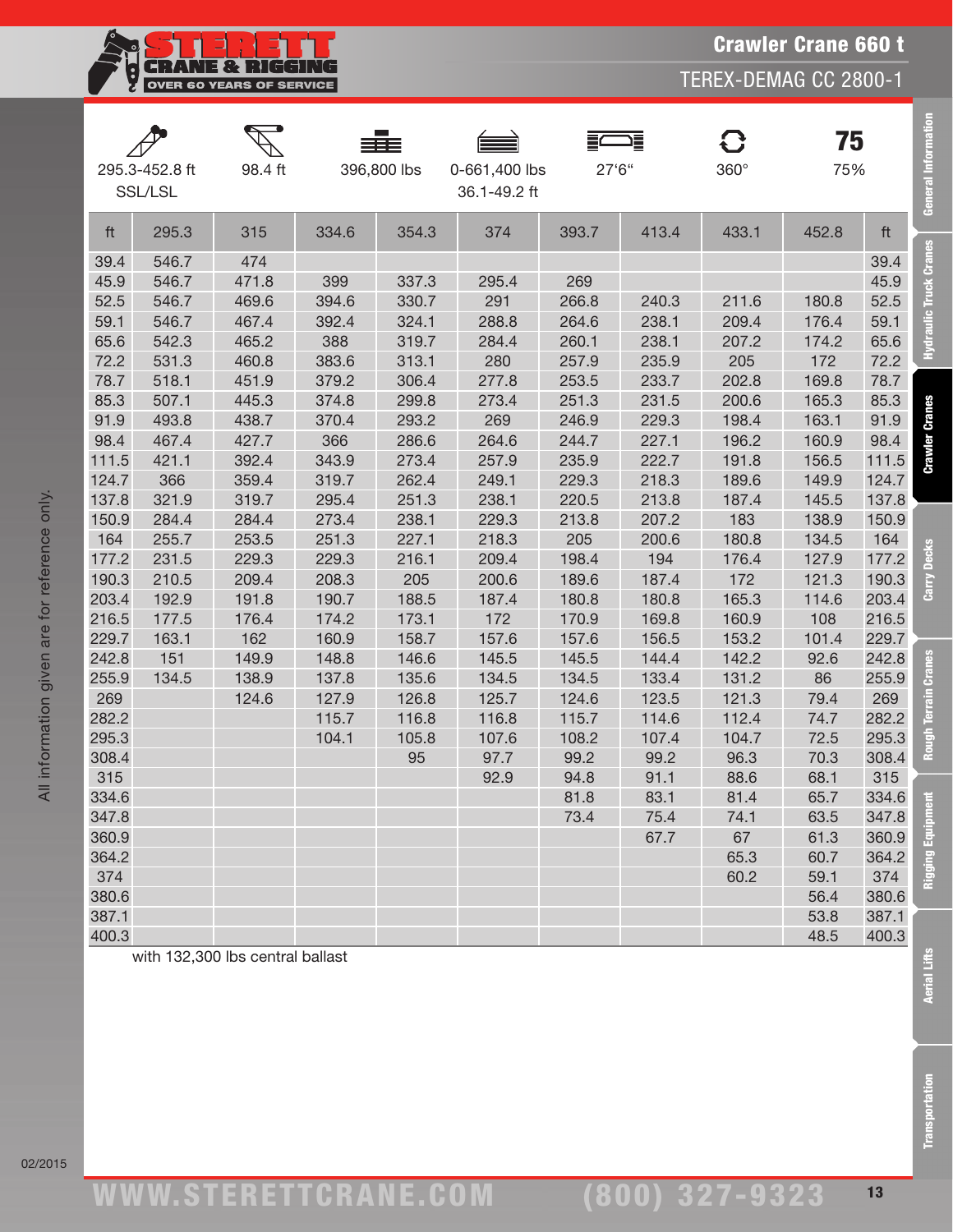# Crawler Crane 660 t

## TEREX-DEMAG CC 2800-1

| 295.3-452.8 ft SSL/LSL | 98.4 ft | 396,800 lbs | 0-661,400 lbs 36.1-49.2 ft | 27'6" | 360° | 75 75% |
|---|---|---|---|---|---|---|

| ft | 295.3 | 315 | 334.6 | 354.3 | 374 | 393.7 | 413.4 | 433.1 | 452.8 | ft |
|---|---|---|---|---|---|---|---|---|---|---|
| 39.4 | 546.7 | 474 | | | | | | | | 39.4 |
| 45.9 | 546.7 | 471.8 | 399 | 337.3 | 295.4 | 269 | | | | 45.9 |
| 52.5 | 546.7 | 469.6 | 394.6 | 330.7 | 291 | 266.8 | 240.3 | 211.6 | 180.8 | 52.5 |
| 59.1 | 546.7 | 467.4 | 392.4 | 324.1 | 288.8 | 264.6 | 238.1 | 209.4 | 176.4 | 59.1 |
| 65.6 | 542.3 | 465.2 | 388 | 319.7 | 284.4 | 260.1 | 238.1 | 207.2 | 174.2 | 65.6 |
| 72.2 | 531.3 | 460.8 | 383.6 | 313.1 | 280 | 257.9 | 235.9 | 205 | 172 | 72.2 |
| 78.7 | 518.1 | 451.9 | 379.2 | 306.4 | 277.8 | 253.5 | 233.7 | 202.8 | 169.8 | 78.7 |
| 85.3 | 507.1 | 445.3 | 374.8 | 299.8 | 273.4 | 251.3 | 231.5 | 200.6 | 165.3 | 85.3 |
| 91.9 | 493.8 | 438.7 | 370.4 | 293.2 | 269 | 246.9 | 229.3 | 198.4 | 163.1 | 91.9 |
| 98.4 | 467.4 | 427.7 | 366 | 286.6 | 264.6 | 244.7 | 227.1 | 196.2 | 160.9 | 98.4 |
| 111.5 | 421.1 | 392.4 | 343.9 | 273.4 | 257.9 | 235.9 | 222.7 | 191.8 | 156.5 | 111.5 |
| 124.7 | 366 | 359.4 | 319.7 | 262.4 | 249.1 | 229.3 | 218.3 | 189.6 | 149.9 | 124.7 |
| 137.8 | 321.9 | 319.7 | 295.4 | 251.3 | 238.1 | 220.5 | 213.8 | 187.4 | 145.5 | 137.8 |
| 150.9 | 284.4 | 284.4 | 273.4 | 238.1 | 229.3 | 213.8 | 207.2 | 183 | 138.9 | 150.9 |
| 164 | 255.7 | 253.5 | 251.3 | 227.1 | 218.3 | 205 | 200.6 | 180.8 | 134.5 | 164 |
| 177.2 | 231.5 | 229.3 | 229.3 | 216.1 | 209.4 | 198.4 | 194 | 176.4 | 127.9 | 177.2 |
| 190.3 | 210.5 | 209.4 | 208.3 | 205 | 200.6 | 189.6 | 187.4 | 172 | 121.3 | 190.3 |
| 203.4 | 192.9 | 191.8 | 190.7 | 188.5 | 187.4 | 180.8 | 180.8 | 165.3 | 114.6 | 203.4 |
| 216.5 | 177.5 | 176.4 | 174.2 | 173.1 | 172 | 170.9 | 169.8 | 160.9 | 108 | 216.5 |
| 229.7 | 163.1 | 162 | 160.9 | 158.7 | 157.6 | 157.6 | 156.5 | 153.2 | 101.4 | 229.7 |
| 242.8 | 151 | 149.9 | 148.8 | 146.6 | 145.5 | 145.5 | 144.4 | 142.2 | 92.6 | 242.8 |
| 255.9 | 134.5 | 138.9 | 137.8 | 135.6 | 134.5 | 134.5 | 133.4 | 131.2 | 86 | 255.9 |
| 269 | | 124.6 | 127.9 | 126.8 | 125.7 | 124.6 | 123.5 | 121.3 | 79.4 | 269 |
| 282.2 | | | 115.7 | 116.8 | 116.8 | 115.7 | 114.6 | 112.4 | 74.7 | 282.2 |
| 295.3 | | | 104.1 | 105.8 | 107.6 | 108.2 | 107.4 | 104.7 | 72.5 | 295.3 |
| 308.4 | | | | 95 | 97.7 | 99.2 | 99.2 | 96.3 | 70.3 | 308.4 |
| 315 | | | | | 92.9 | 94.8 | 91.1 | 88.6 | 68.1 | 315 |
| 334.6 | | | | | | 81.8 | 83.1 | 81.4 | 65.7 | 334.6 |
| 347.8 | | | | | | 73.4 | 75.4 | 74.1 | 63.5 | 347.8 |
| 360.9 | | | | | | | 67.7 | 67 | 61.3 | 360.9 |
| 364.2 | | | | | | | | 65.3 | 60.7 | 364.2 |
| 374 | | | | | | | | 60.2 | 59.1 | 374 |
| 380.6 | | | | | | | | | 56.4 | 380.6 |
| 387.1 | | | | | | | | | 53.8 | 387.1 |
| 400.3 | | | | | | | | | 48.5 | 400.3 |

with 132,300 lbs central ballast

All information given are for reference only.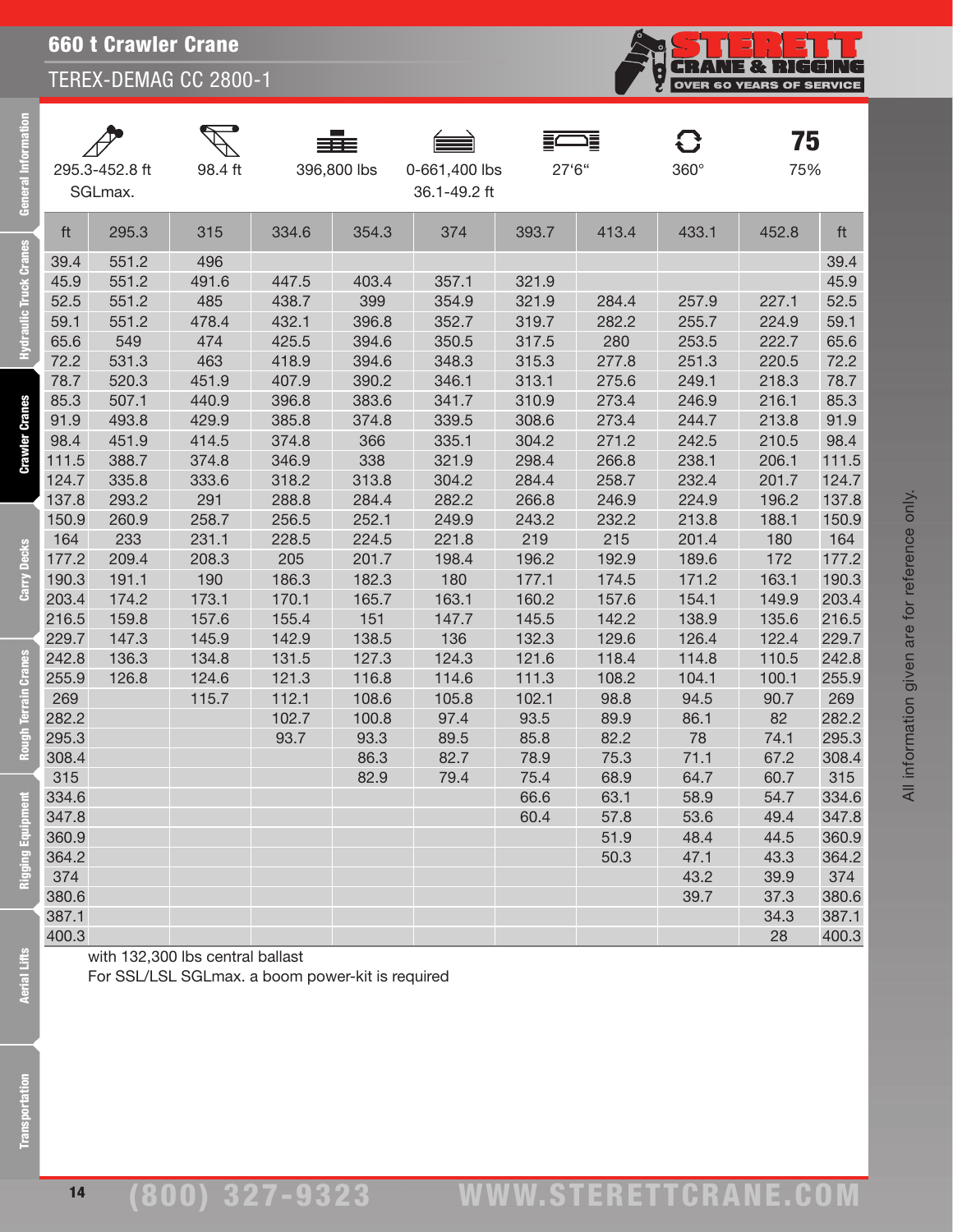## 660 t Crawler Crane

### TEREX-DEMAG CC 2800-1

| 295.3-452.8 ft SGLmax. | 98.4 ft | 396,800 lbs | 0-661,400 lbs 36.1-49.2 ft | 27'6" | 360° | 75% |
|---|---|---|---|---|---|---|

| ft | 295.3 | 315 | 334.6 | 354.3 | 374 | 393.7 | 413.4 | 433.1 | 452.8 | ft |
|---|---|---|---|---|---|---|---|---|---|---|
| 39.4 | 551.2 | 496 | | | | | | | | 39.4 |
| 45.9 | 551.2 | 491.6 | 447.5 | 403.4 | 357.1 | 321.9 | | | | 45.9 |
| 52.5 | 551.2 | 485 | 438.7 | 399 | 354.9 | 321.9 | 284.4 | 257.9 | 227.1 | 52.5 |
| 59.1 | 551.2 | 478.4 | 432.1 | 396.8 | 352.7 | 319.7 | 282.2 | 255.7 | 224.9 | 59.1 |
| 65.6 | 549 | 474 | 425.5 | 394.6 | 350.5 | 317.5 | 280 | 253.5 | 222.7 | 65.6 |
| 72.2 | 531.3 | 463 | 418.9 | 394.6 | 348.3 | 315.3 | 277.8 | 251.3 | 220.5 | 72.2 |
| 78.7 | 520.3 | 451.9 | 407.9 | 390.2 | 346.1 | 313.1 | 275.6 | 249.1 | 218.3 | 78.7 |
| 85.3 | 507.1 | 440.9 | 396.8 | 383.6 | 341.7 | 310.9 | 273.4 | 246.9 | 216.1 | 85.3 |
| 91.9 | 493.8 | 429.9 | 385.8 | 374.8 | 339.5 | 308.6 | 273.4 | 244.7 | 213.8 | 91.9 |
| 98.4 | 451.9 | 414.5 | 374.8 | 366 | 335.1 | 304.2 | 271.2 | 242.5 | 210.5 | 98.4 |
| 111.5 | 388.7 | 374.8 | 346.9 | 338 | 321.9 | 298.4 | 266.8 | 238.1 | 206.1 | 111.5 |
| 124.7 | 335.8 | 333.6 | 318.2 | 313.8 | 304.2 | 284.4 | 258.7 | 232.4 | 201.7 | 124.7 |
| 137.8 | 293.2 | 291 | 288.8 | 284.4 | 282.2 | 266.8 | 246.9 | 224.9 | 196.2 | 137.8 |
| 150.9 | 260.9 | 258.7 | 256.5 | 252.1 | 249.9 | 243.2 | 232.2 | 213.8 | 188.1 | 150.9 |
| 164 | 233 | 231.1 | 228.5 | 224.5 | 221.8 | 219 | 215 | 201.4 | 180 | 164 |
| 177.2 | 209.4 | 208.3 | 205 | 201.7 | 198.4 | 196.2 | 192.9 | 189.6 | 172 | 177.2 |
| 190.3 | 191.1 | 190 | 186.3 | 182.3 | 180 | 177.1 | 174.5 | 171.2 | 163.1 | 190.3 |
| 203.4 | 174.2 | 173.1 | 170.1 | 165.7 | 163.1 | 160.2 | 157.6 | 154.1 | 149.9 | 203.4 |
| 216.5 | 159.8 | 157.6 | 155.4 | 151 | 147.7 | 145.5 | 142.2 | 138.9 | 135.6 | 216.5 |
| 229.7 | 147.3 | 145.9 | 142.9 | 138.5 | 136 | 132.3 | 129.6 | 126.4 | 122.4 | 229.7 |
| 242.8 | 136.3 | 134.8 | 131.5 | 127.3 | 124.3 | 121.6 | 118.4 | 114.8 | 110.5 | 242.8 |
| 255.9 | 126.8 | 124.6 | 121.3 | 116.8 | 114.6 | 111.3 | 108.2 | 104.1 | 100.1 | 255.9 |
| 269 | | 115.7 | 112.1 | 108.6 | 105.8 | 102.1 | 98.8 | 94.5 | 90.7 | 269 |
| 282.2 | | | 102.7 | 100.8 | 97.4 | 93.5 | 89.9 | 86.1 | 82 | 282.2 |
| 295.3 | | | 93.7 | 93.3 | 89.5 | 85.8 | 82.2 | 78 | 74.1 | 295.3 |
| 308.4 | | | | 86.3 | 82.7 | 78.9 | 75.3 | 71.1 | 67.2 | 308.4 |
| 315 | | | | 82.9 | 79.4 | 75.4 | 68.9 | 64.7 | 60.7 | 315 |
| 334.6 | | | | | | 66.6 | 63.1 | 58.9 | 54.7 | 334.6 |
| 347.8 | | | | | | 60.4 | 57.8 | 53.6 | 49.4 | 347.8 |
| 360.9 | | | | | | | 51.9 | 48.4 | 44.5 | 360.9 |
| 364.2 | | | | | | | 50.3 | 47.1 | 43.3 | 364.2 |
| 374 | | | | | | | | 43.2 | 39.9 | 374 |
| 380.6 | | | | | | | | 39.7 | 37.3 | 380.6 |
| 387.1 | | | | | | | | | 34.3 | 387.1 |
| 400.3 | | | | | | | | | 28 | 400.3 |

with 132,300 lbs central ballast
For SSL/LSL SGLmax. a boom power-kit is required

All information given are for reference only.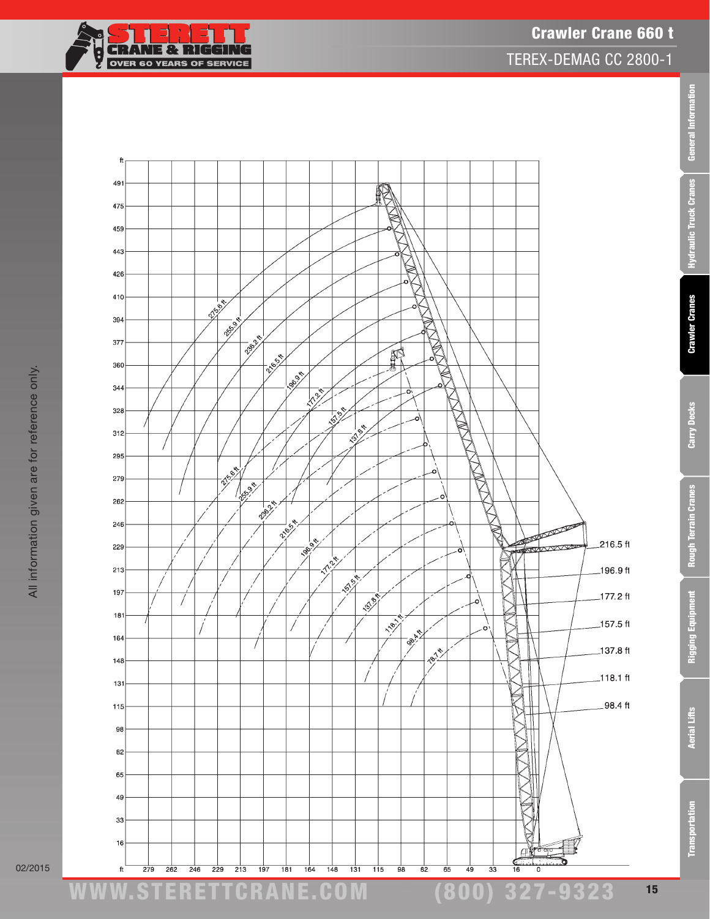# Crawler Crane 660 t

## TEREX-DEMAG CC 2800-1

ft

491
475
459
443
426
410
394
377
360
344
328
312
295
279
262
246
229
213
197
181
164
148
131
115
98
82
65
49
33
16

ft 279 262 246 229 213 197 181 164 148 131 115 98 82 65 49 33 16 0

275.6 ft
255.9 ft
236.2 ft
216.5 ft
196.9 ft
177.2 ft
157.5 ft
137.8 ft

275.6 ft
255.9 ft
236.2 ft
216.5 ft
196.9 ft
177.2 ft
157.5 ft
137.8 ft
118.1 ft
98.4 ft
78.7 ft

216.5 ft
196.9 ft
177.2 ft
157.5 ft
137.8 ft
118.1 ft
98.4 ft

All information given are for reference only.

02/2015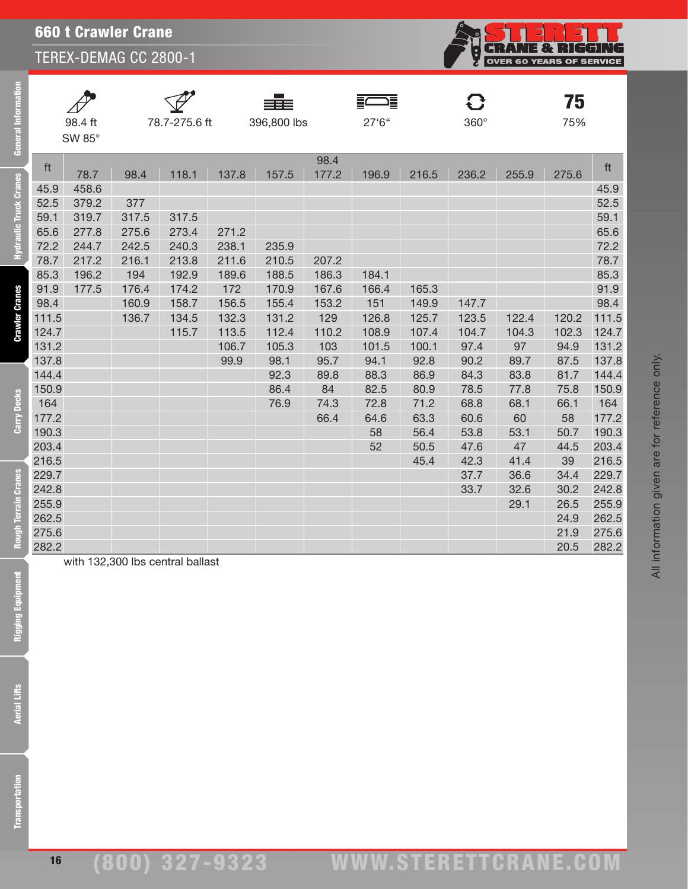# 660 t Crawler Crane

## TEREX-DEMAG CC 2800-1

| 98.4 ft SW 85° | 78.7-275.6 ft | 396,800 lbs | 27‘6“ | 360° | 75% |
|---|---|---|---|---|---|

| ft | 98.4 | | | | | | | | | | | ft |
|---|---|---|---|---|---|---|---|---|---|---|---|---|
| | 78.7 | 98.4 | 118.1 | 137.8 | 157.5 | 177.2 | 196.9 | 216.5 | 236.2 | 255.9 | 275.6 | |
| 45.9 | 458.6 | | | | | | | | | | | 45.9 |
| 52.5 | 379.2 | 377 | | | | | | | | | | 52.5 |
| 59.1 | 319.7 | 317.5 | 317.5 | | | | | | | | | 59.1 |
| 65.6 | 277.8 | 275.6 | 273.4 | 271.2 | | | | | | | | 65.6 |
| 72.2 | 244.7 | 242.5 | 240.3 | 238.1 | 235.9 | | | | | | | 72.2 |
| 78.7 | 217.2 | 216.1 | 213.8 | 211.6 | 210.5 | 207.2 | | | | | | 78.7 |
| 85.3 | 196.2 | 194 | 192.9 | 189.6 | 188.5 | 186.3 | 184.1 | | | | | 85.3 |
| 91.9 | 177.5 | 176.4 | 174.2 | 172 | 170.9 | 167.6 | 166.4 | 165.3 | | | | 91.9 |
| 98.4 | | 160.9 | 158.7 | 156.5 | 155.4 | 153.2 | 151 | 149.9 | 147.7 | | | 98.4 |
| 111.5 | | 136.7 | 134.5 | 132.3 | 131.2 | 129 | 126.8 | 125.7 | 123.5 | 122.4 | 120.2 | 111.5 |
| 124.7 | | | 115.7 | 113.5 | 112.4 | 110.2 | 108.9 | 107.4 | 104.7 | 104.3 | 102.3 | 124.7 |
| 131.2 | | | | 106.7 | 105.3 | 103 | 101.5 | 100.1 | 97.4 | 97 | 94.9 | 131.2 |
| 137.8 | | | | 99.9 | 98.1 | 95.7 | 94.1 | 92.8 | 90.2 | 89.7 | 87.5 | 137.8 |
| 144.4 | | | | | 92.3 | 89.8 | 88.3 | 86.9 | 84.3 | 83.8 | 81.7 | 144.4 |
| 150.9 | | | | | 86.4 | 84 | 82.5 | 80.9 | 78.5 | 77.8 | 75.8 | 150.9 |
| 164 | | | | | 76.9 | 74.3 | 72.8 | 71.2 | 68.8 | 68.1 | 66.1 | 164 |
| 177.2 | | | | | | 66.4 | 64.6 | 63.3 | 60.6 | 60 | 58 | 177.2 |
| 190.3 | | | | | | | 58 | 56.4 | 53.8 | 53.1 | 50.7 | 190.3 |
| 203.4 | | | | | | | 52 | 50.5 | 47.6 | 47 | 44.5 | 203.4 |
| 216.5 | | | | | | | | 45.4 | 42.3 | 41.4 | 39 | 216.5 |
| 229.7 | | | | | | | | | 37.7 | 36.6 | 34.4 | 229.7 |
| 242.8 | | | | | | | | | 33.7 | 32.6 | 30.2 | 242.8 |
| 255.9 | | | | | | | | | | 29.1 | 26.5 | 255.9 |
| 262.5 | | | | | | | | | | | 24.9 | 262.5 |
| 275.6 | | | | | | | | | | | 21.9 | 275.6 |
| 282.2 | | | | | | | | | | | 20.5 | 282.2 |

with 132,300 lbs central ballast

All information given are for reference only.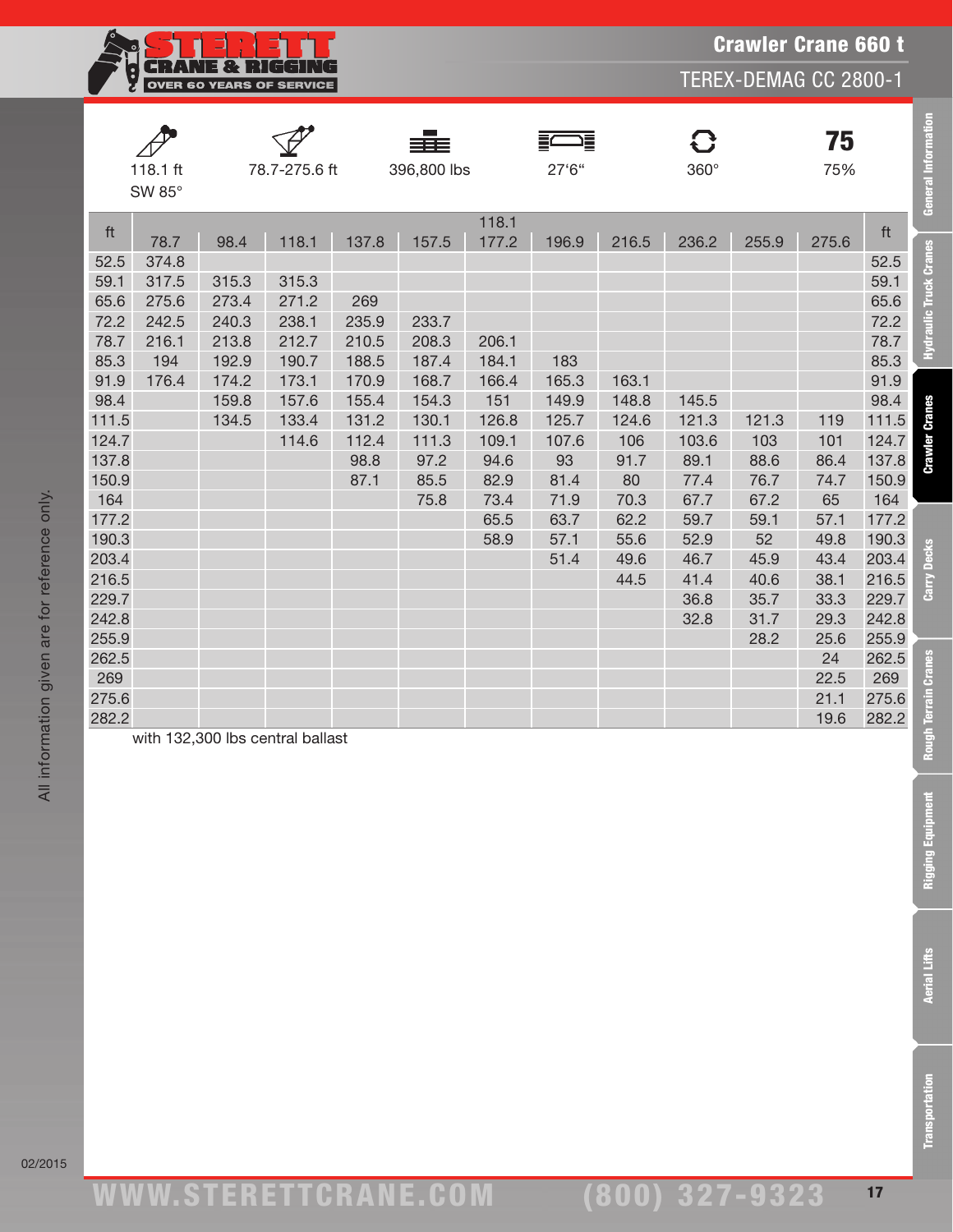# Crawler Crane 660 t

## TEREX-DEMAG CC 2800-1

| 118.1 ft SW 85° | 78.7-275.6 ft | 396,800 lbs | 27'6" | 360° | 75% |
|---|---|---|---|---|---|

| ft | 118.1 | | | | | | | | | | | ft |
|---|---|---|---|---|---|---|---|---|---|---|---|---|
| | 78.7 | 98.4 | 118.1 | 137.8 | 157.5 | 177.2 | 196.9 | 216.5 | 236.2 | 255.9 | 275.6 | |
| 52.5 | 374.8 | | | | | | | | | | | 52.5 |
| 59.1 | 317.5 | 315.3 | 315.3 | | | | | | | | | 59.1 |
| 65.6 | 275.6 | 273.4 | 271.2 | 269 | | | | | | | | 65.6 |
| 72.2 | 242.5 | 240.3 | 238.1 | 235.9 | 233.7 | | | | | | | 72.2 |
| 78.7 | 216.1 | 213.8 | 212.7 | 210.5 | 208.3 | 206.1 | | | | | | 78.7 |
| 85.3 | 194 | 192.9 | 190.7 | 188.5 | 187.4 | 184.1 | 183 | | | | | 85.3 |
| 91.9 | 176.4 | 174.2 | 173.1 | 170.9 | 168.7 | 166.4 | 165.3 | 163.1 | | | | 91.9 |
| 98.4 | | 159.8 | 157.6 | 155.4 | 154.3 | 151 | 149.9 | 148.8 | 145.5 | | | 98.4 |
| 111.5 | | 134.5 | 133.4 | 131.2 | 130.1 | 126.8 | 125.7 | 124.6 | 121.3 | 121.3 | 119 | 111.5 |
| 124.7 | | | 114.6 | 112.4 | 111.3 | 109.1 | 107.6 | 106 | 103.6 | 103 | 101 | 124.7 |
| 137.8 | | | | 98.8 | 97.2 | 94.6 | 93 | 91.7 | 89.1 | 88.6 | 86.4 | 137.8 |
| 150.9 | | | | 87.1 | 85.5 | 82.9 | 81.4 | 80 | 77.4 | 76.7 | 74.7 | 150.9 |
| 164 | | | | | 75.8 | 73.4 | 71.9 | 70.3 | 67.7 | 67.2 | 65 | 164 |
| 177.2 | | | | | | 65.5 | 63.7 | 62.2 | 59.7 | 59.1 | 57.1 | 177.2 |
| 190.3 | | | | | | 58.9 | 57.1 | 55.6 | 52.9 | 52 | 49.8 | 190.3 |
| 203.4 | | | | | | | 51.4 | 49.6 | 46.7 | 45.9 | 43.4 | 203.4 |
| 216.5 | | | | | | | | 44.5 | 41.4 | 40.6 | 38.1 | 216.5 |
| 229.7 | | | | | | | | | 36.8 | 35.7 | 33.3 | 229.7 |
| 242.8 | | | | | | | | | 32.8 | 31.7 | 29.3 | 242.8 |
| 255.9 | | | | | | | | | | 28.2 | 25.6 | 255.9 |
| 262.5 | | | | | | | | | | | 24 | 262.5 |
| 269 | | | | | | | | | | | 22.5 | 269 |
| 275.6 | | | | | | | | | | | 21.1 | 275.6 |
| 282.2 | | | | | | | | | | | 19.6 | 282.2 |

with 132,300 lbs central ballast

All information given are for reference only.

02/2015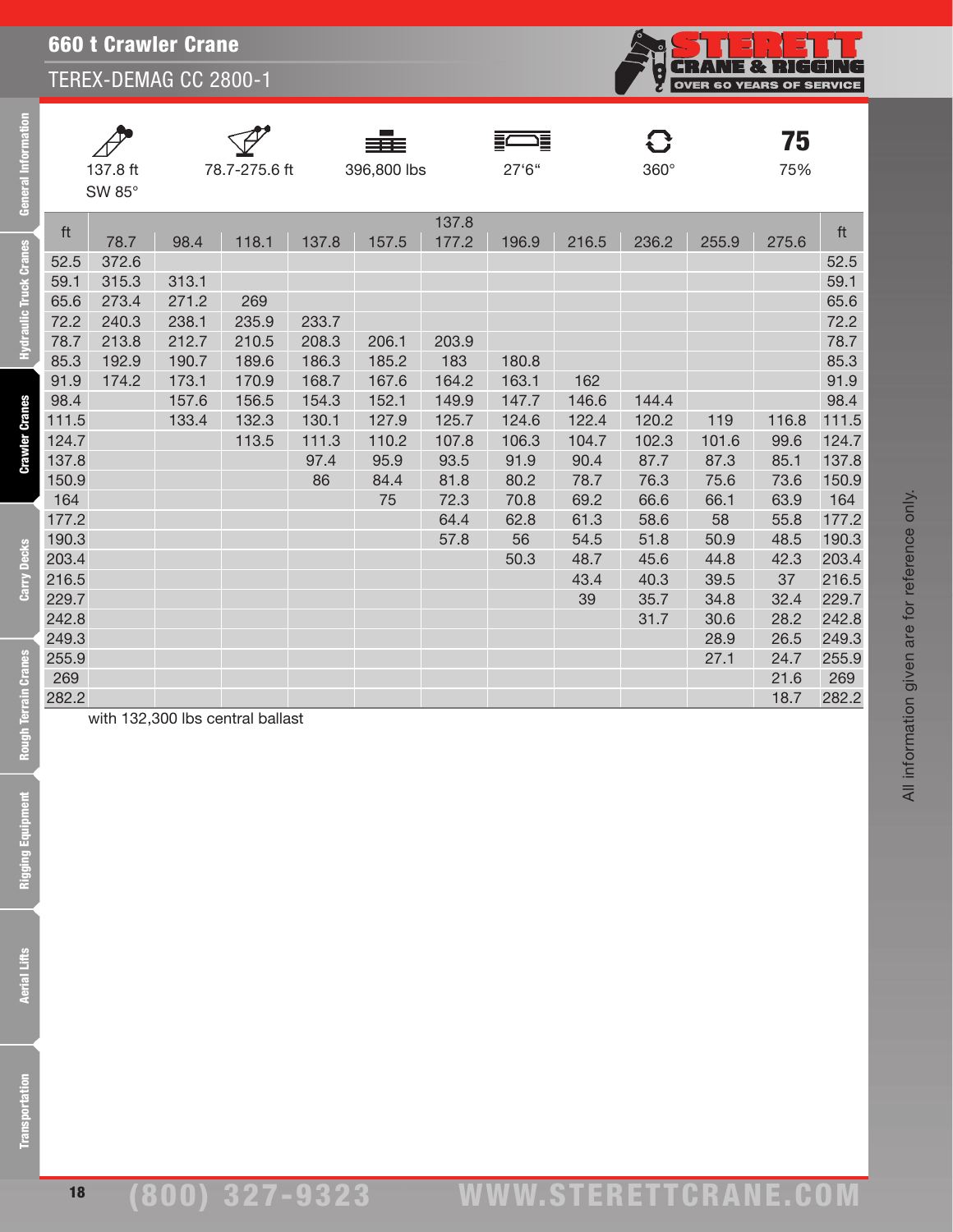# 660 t Crawler Crane

## TEREX-DEMAG CC 2800-1

| 137.8 ft SW 85° | 78.7-275.6 ft | 396,800 lbs | 27'6" | 360° | 75 75% |
|---|---|---|---|---|---|

| ft | 78.7 | 98.4 | 118.1 | 137.8 | 157.5 | 137.8 177.2 | 196.9 | 216.5 | 236.2 | 255.9 | 275.6 | ft |
|---|---|---|---|---|---|---|---|---|---|---|---|---|
| 52.5 | 372.6 | | | | | | | | | | | 52.5 |
| 59.1 | 315.3 | 313.1 | | | | | | | | | | 59.1 |
| 65.6 | 273.4 | 271.2 | 269 | | | | | | | | | 65.6 |
| 72.2 | 240.3 | 238.1 | 235.9 | 233.7 | | | | | | | | 72.2 |
| 78.7 | 213.8 | 212.7 | 210.5 | 208.3 | 206.1 | 203.9 | | | | | | 78.7 |
| 85.3 | 192.9 | 190.7 | 189.6 | 186.3 | 185.2 | 183 | 180.8 | | | | | 85.3 |
| 91.9 | 174.2 | 173.1 | 170.9 | 168.7 | 167.6 | 164.2 | 163.1 | 162 | | | | 91.9 |
| 98.4 | | 157.6 | 156.5 | 154.3 | 152.1 | 149.9 | 147.7 | 146.6 | 144.4 | | | 98.4 |
| 111.5 | | 133.4 | 132.3 | 130.1 | 127.9 | 125.7 | 124.6 | 122.4 | 120.2 | 119 | 116.8 | 111.5 |
| 124.7 | | | 113.5 | 111.3 | 110.2 | 107.8 | 106.3 | 104.7 | 102.3 | 101.6 | 99.6 | 124.7 |
| 137.8 | | | | 97.4 | 95.9 | 93.5 | 91.9 | 90.4 | 87.7 | 87.3 | 85.1 | 137.8 |
| 150.9 | | | | 86 | 84.4 | 81.8 | 80.2 | 78.7 | 76.3 | 75.6 | 73.6 | 150.9 |
| 164 | | | | | 75 | 72.3 | 70.8 | 69.2 | 66.6 | 66.1 | 63.9 | 164 |
| 177.2 | | | | | | 64.4 | 62.8 | 61.3 | 58.6 | 58 | 55.8 | 177.2 |
| 190.3 | | | | | | 57.8 | 56 | 54.5 | 51.8 | 50.9 | 48.5 | 190.3 |
| 203.4 | | | | | | | 50.3 | 48.7 | 45.6 | 44.8 | 42.3 | 203.4 |
| 216.5 | | | | | | | | 43.4 | 40.3 | 39.5 | 37 | 216.5 |
| 229.7 | | | | | | | | 39 | 35.7 | 34.8 | 32.4 | 229.7 |
| 242.8 | | | | | | | | | 31.7 | 30.6 | 28.2 | 242.8 |
| 249.3 | | | | | | | | | | 28.9 | 26.5 | 249.3 |
| 255.9 | | | | | | | | | | 27.1 | 24.7 | 255.9 |
| 269 | | | | | | | | | | | 21.6 | 269 |
| 282.2 | | | | | | | | | | | 18.7 | 282.2 |

with 132,300 lbs central ballast

All information given are for reference only.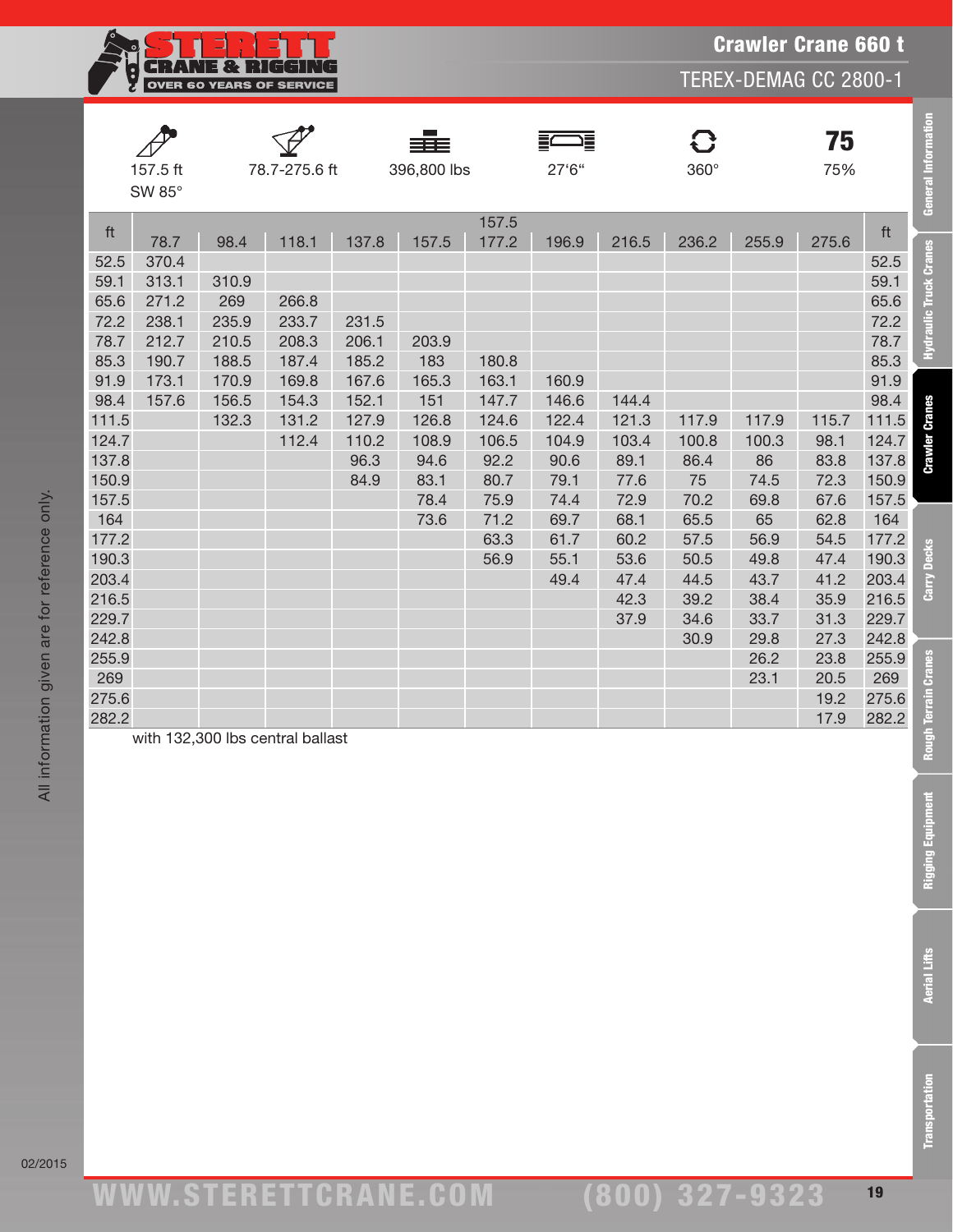# Crawler Crane 660 t

## TEREX-DEMAG CC 2800-1

| 157.5 ft SW 85° | 78.7-275.6 ft | 396,800 lbs | 27'6" | 360° | 75% |
|---|---|---|---|---|---|

| ft | 157.5 | | | | | | | | | | | ft |
|---|---|---|---|---|---|---|---|---|---|---|---|---|
| | 78.7 | 98.4 | 118.1 | 137.8 | 157.5 | 177.2 | 196.9 | 216.5 | 236.2 | 255.9 | 275.6 | |
| 52.5 | 370.4 | | | | | | | | | | | 52.5 |
| 59.1 | 313.1 | 310.9 | | | | | | | | | | 59.1 |
| 65.6 | 271.2 | 269 | 266.8 | | | | | | | | | 65.6 |
| 72.2 | 238.1 | 235.9 | 233.7 | 231.5 | | | | | | | | 72.2 |
| 78.7 | 212.7 | 210.5 | 208.3 | 206.1 | 203.9 | | | | | | | 78.7 |
| 85.3 | 190.7 | 188.5 | 187.4 | 185.2 | 183 | 180.8 | | | | | | 85.3 |
| 91.9 | 173.1 | 170.9 | 169.8 | 167.6 | 165.3 | 163.1 | 160.9 | | | | | 91.9 |
| 98.4 | 157.6 | 156.5 | 154.3 | 152.1 | 151 | 147.7 | 146.6 | 144.4 | | | | 98.4 |
| 111.5 | | 132.3 | 131.2 | 127.9 | 126.8 | 124.6 | 122.4 | 121.3 | 117.9 | 117.9 | 115.7 | 111.5 |
| 124.7 | | | 112.4 | 110.2 | 108.9 | 106.5 | 104.9 | 103.4 | 100.8 | 100.3 | 98.1 | 124.7 |
| 137.8 | | | | 96.3 | 94.6 | 92.2 | 90.6 | 89.1 | 86.4 | 86 | 83.8 | 137.8 |
| 150.9 | | | | 84.9 | 83.1 | 80.7 | 79.1 | 77.6 | 75 | 74.5 | 72.3 | 150.9 |
| 157.5 | | | | | 78.4 | 75.9 | 74.4 | 72.9 | 70.2 | 69.8 | 67.6 | 157.5 |
| 164 | | | | | 73.6 | 71.2 | 69.7 | 68.1 | 65.5 | 65 | 62.8 | 164 |
| 177.2 | | | | | | 63.3 | 61.7 | 60.2 | 57.5 | 56.9 | 54.5 | 177.2 |
| 190.3 | | | | | | 56.9 | 55.1 | 53.6 | 50.5 | 49.8 | 47.4 | 190.3 |
| 203.4 | | | | | | | 49.4 | 47.4 | 44.5 | 43.7 | 41.2 | 203.4 |
| 216.5 | | | | | | | | 42.3 | 39.2 | 38.4 | 35.9 | 216.5 |
| 229.7 | | | | | | | | 37.9 | 34.6 | 33.7 | 31.3 | 229.7 |
| 242.8 | | | | | | | | | 30.9 | 29.8 | 27.3 | 242.8 |
| 255.9 | | | | | | | | | | 26.2 | 23.8 | 255.9 |
| 269 | | | | | | | | | | 23.1 | 20.5 | 269 |
| 275.6 | | | | | | | | | | | 19.2 | 275.6 |
| 282.2 | | | | | | | | | | | 17.9 | 282.2 |

with 132,300 lbs central ballast

All information given are for reference only.

02/2015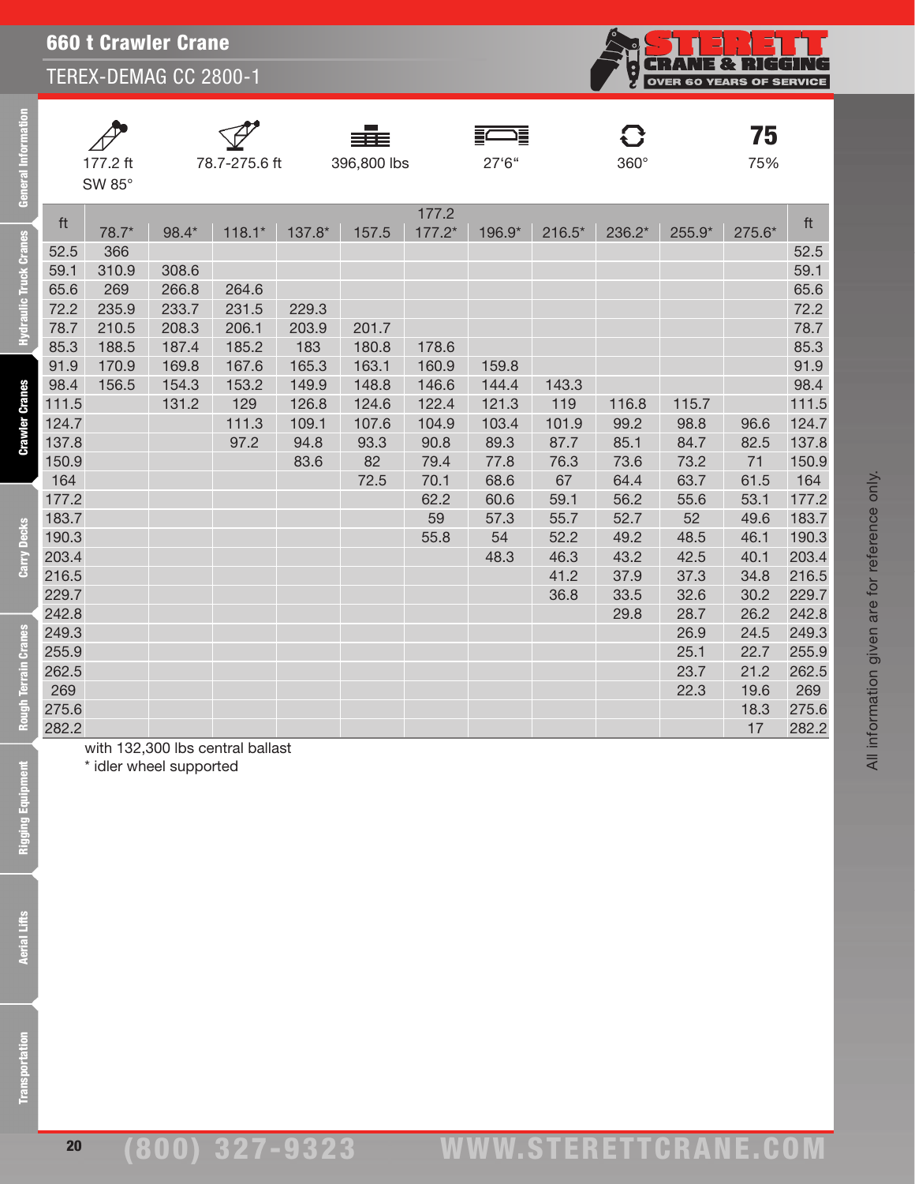# 660 t Crawler Crane

## TEREX-DEMAG CC 2800-1

| 177.2 ft SW 85° | 78.7-275.6 ft | 396,800 lbs | 27'6" | 360° | 75% |
|---|---|---|---|---|---|

| ft | | | | | 177.2 | | | | | | ft |
|---|---|---|---|---|---|---|---|---|---|---|---|
| | 78.7* | 98.4* | 118.1* | 137.8* | 157.5 | 177.2* | 196.9* | 216.5* | 236.2* | 255.9* | 275.6* | |
| 52.5 | 366 | | | | | | | | | | | 52.5 |
| 59.1 | 310.9 | 308.6 | | | | | | | | | | 59.1 |
| 65.6 | 269 | 266.8 | 264.6 | | | | | | | | | 65.6 |
| 72.2 | 235.9 | 233.7 | 231.5 | 229.3 | | | | | | | | 72.2 |
| 78.7 | 210.5 | 208.3 | 206.1 | 203.9 | 201.7 | | | | | | | 78.7 |
| 85.3 | 188.5 | 187.4 | 185.2 | 183 | 180.8 | 178.6 | | | | | | 85.3 |
| 91.9 | 170.9 | 169.8 | 167.6 | 165.3 | 163.1 | 160.9 | 159.8 | | | | | 91.9 |
| 98.4 | 156.5 | 154.3 | 153.2 | 149.9 | 148.8 | 146.6 | 144.4 | 143.3 | | | | 98.4 |
| 111.5 | | 131.2 | 129 | 126.8 | 124.6 | 122.4 | 121.3 | 119 | 116.8 | 115.7 | | 111.5 |
| 124.7 | | | 111.3 | 109.1 | 107.6 | 104.9 | 103.4 | 101.9 | 99.2 | 98.8 | 96.6 | 124.7 |
| 137.8 | | | 97.2 | 94.8 | 93.3 | 90.8 | 89.3 | 87.7 | 85.1 | 84.7 | 82.5 | 137.8 |
| 150.9 | | | | 83.6 | 82 | 79.4 | 77.8 | 76.3 | 73.6 | 73.2 | 71 | 150.9 |
| 164 | | | | | 72.5 | 70.1 | 68.6 | 67 | 64.4 | 63.7 | 61.5 | 164 |
| 177.2 | | | | | | 62.2 | 60.6 | 59.1 | 56.2 | 55.6 | 53.1 | 177.2 |
| 183.7 | | | | | | 59 | 57.3 | 55.7 | 52.7 | 52 | 49.6 | 183.7 |
| 190.3 | | | | | | 55.8 | 54 | 52.2 | 49.2 | 48.5 | 46.1 | 190.3 |
| 203.4 | | | | | | | 48.3 | 46.3 | 43.2 | 42.5 | 40.1 | 203.4 |
| 216.5 | | | | | | | | 41.2 | 37.9 | 37.3 | 34.8 | 216.5 |
| 229.7 | | | | | | | | 36.8 | 33.5 | 32.6 | 30.2 | 229.7 |
| 242.8 | | | | | | | | | 29.8 | 28.7 | 26.2 | 242.8 |
| 249.3 | | | | | | | | | | 26.9 | 24.5 | 249.3 |
| 255.9 | | | | | | | | | | 25.1 | 22.7 | 255.9 |
| 262.5 | | | | | | | | | | 23.7 | 21.2 | 262.5 |
| 269 | | | | | | | | | | 22.3 | 19.6 | 269 |
| 275.6 | | | | | | | | | | | 18.3 | 275.6 |
| 282.2 | | | | | | | | | | | 17 | 282.2 |

with 132,300 lbs central ballast
* idler wheel supported

All information given are for reference only.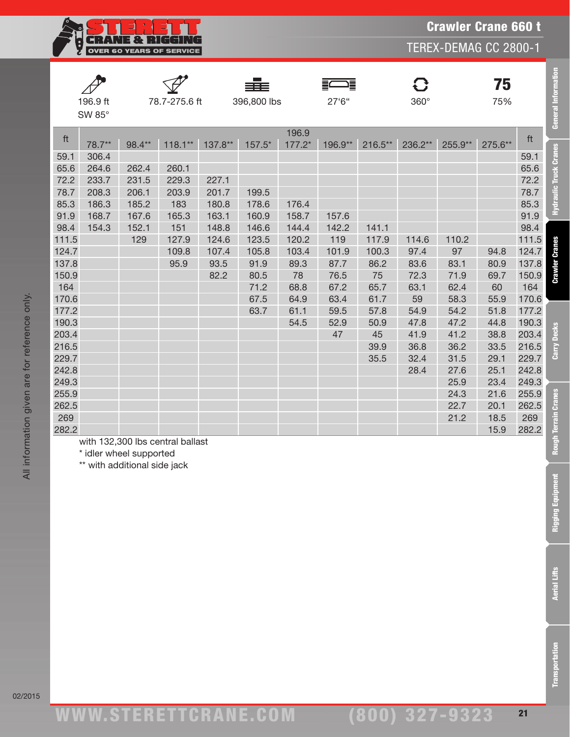# Crawler Crane 660 t

## TEREX-DEMAG CC 2800-1

| 196.9 ft SW 85° | 78.7-275.6 ft | 396,800 lbs | 27'6" | 360° | 75% |
|---|---|---|---|---|---|

| ft | 196.9 | | | | | | | | | | | ft |
|---|---|---|---|---|---|---|---|---|---|---|---|---|
| | 78.7** | 98.4** | 118.1** | 137.8** | 157.5* | 177.2* | 196.9** | 216.5** | 236.2** | 255.9** | 275.6** | |
| 59.1 | 306.4 | | | | | | | | | | | 59.1 |
| 65.6 | 264.6 | 262.4 | 260.1 | | | | | | | | | 65.6 |
| 72.2 | 233.7 | 231.5 | 229.3 | 227.1 | | | | | | | | 72.2 |
| 78.7 | 208.3 | 206.1 | 203.9 | 201.7 | 199.5 | | | | | | | 78.7 |
| 85.3 | 186.3 | 185.2 | 183 | 180.8 | 178.6 | 176.4 | | | | | | 85.3 |
| 91.9 | 168.7 | 167.6 | 165.3 | 163.1 | 160.9 | 158.7 | 157.6 | | | | | 91.9 |
| 98.4 | 154.3 | 152.1 | 151 | 148.8 | 146.6 | 144.4 | 142.2 | 141.1 | | | | 98.4 |
| 111.5 | | 129 | 127.9 | 124.6 | 123.5 | 120.2 | 119 | 117.9 | 114.6 | 110.2 | | 111.5 |
| 124.7 | | | 109.8 | 107.4 | 105.8 | 103.4 | 101.9 | 100.3 | 97.4 | 97 | 94.8 | 124.7 |
| 137.8 | | | 95.9 | 93.5 | 91.9 | 89.3 | 87.7 | 86.2 | 83.6 | 83.1 | 80.9 | 137.8 |
| 150.9 | | | | 82.2 | 80.5 | 78 | 76.5 | 75 | 72.3 | 71.9 | 69.7 | 150.9 |
| 164 | | | | | 71.2 | 68.8 | 67.2 | 65.7 | 63.1 | 62.4 | 60 | 164 |
| 170.6 | | | | | 67.5 | 64.9 | 63.4 | 61.7 | 59 | 58.3 | 55.9 | 170.6 |
| 177.2 | | | | | 63.7 | 61.1 | 59.5 | 57.8 | 54.9 | 54.2 | 51.8 | 177.2 |
| 190.3 | | | | | | 54.5 | 52.9 | 50.9 | 47.8 | 47.2 | 44.8 | 190.3 |
| 203.4 | | | | | | | 47 | 45 | 41.9 | 41.2 | 38.8 | 203.4 |
| 216.5 | | | | | | | | 39.9 | 36.8 | 36.2 | 33.5 | 216.5 |
| 229.7 | | | | | | | | 35.5 | 32.4 | 31.5 | 29.1 | 229.7 |
| 242.8 | | | | | | | | | 28.4 | 27.6 | 25.1 | 242.8 |
| 249.3 | | | | | | | | | | 25.9 | 23.4 | 249.3 |
| 255.9 | | | | | | | | | | 24.3 | 21.6 | 255.9 |
| 262.5 | | | | | | | | | | 22.7 | 20.1 | 262.5 |
| 269 | | | | | | | | | | 21.2 | 18.5 | 269 |
| 282.2 | | | | | | | | | | | 15.9 | 282.2 |

with 132,300 lbs central ballast

* idler wheel supported

** with additional side jack

All information given are for reference only.

02/2015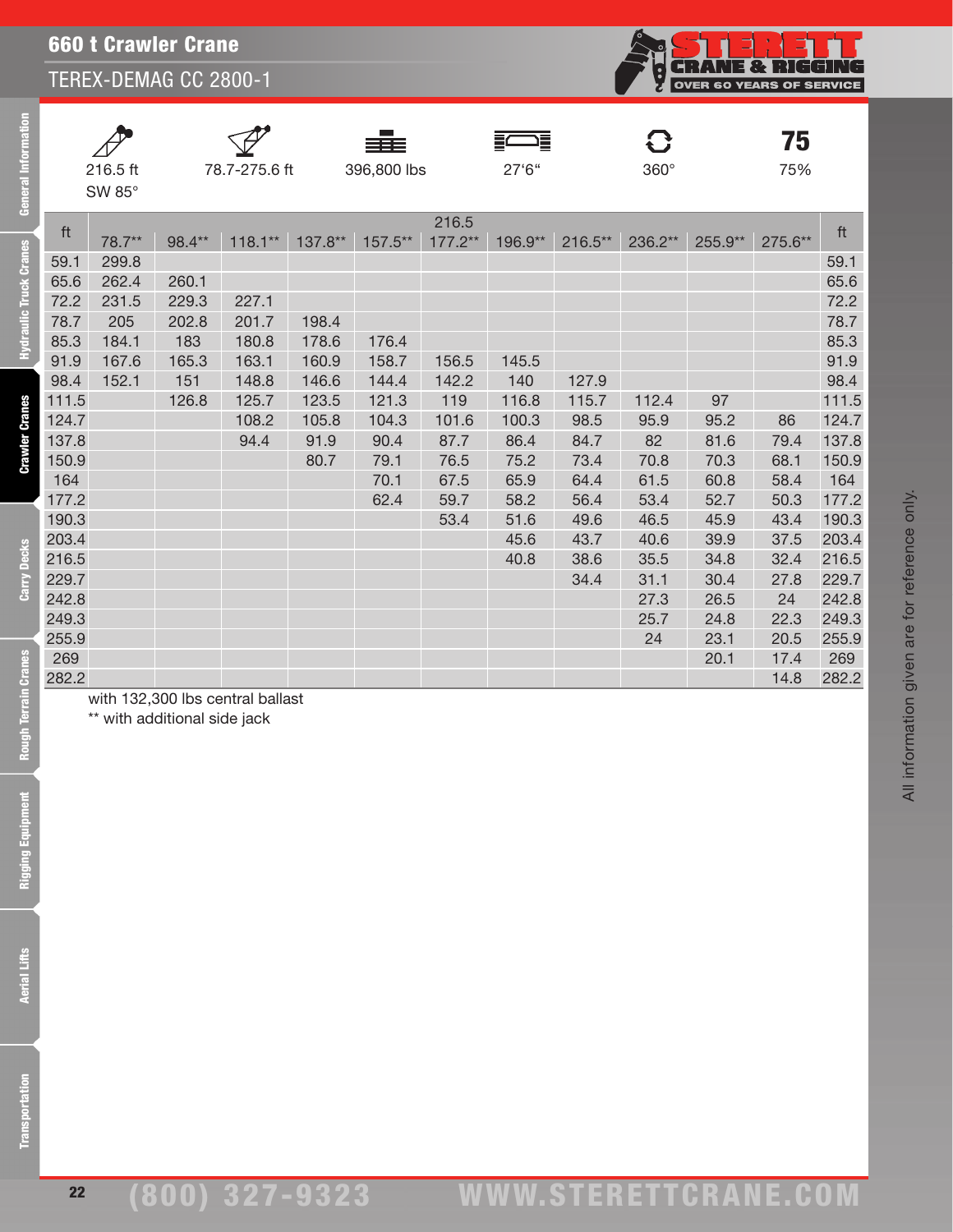# 660 t Crawler Crane

## TEREX-DEMAG CC 2800-1

| 216.5 ft SW 85° | 78.7-275.6 ft | 396,800 lbs | 27'6" | 360° | 75 75% |
|---|---|---|---|---|---|

| ft | 216.5 | | | | | | | | | | ft |
|---|---|---|---|---|---|---|---|---|---|---|---|
| | 78.7** | 98.4** | 118.1** | 137.8** | 157.5** | 177.2** | 196.9** | 216.5** | 236.2** | 255.9** | 275.6** | |
| 59.1 | 299.8 | | | | | | | | | | | 59.1 |
| 65.6 | 262.4 | 260.1 | | | | | | | | | | 65.6 |
| 72.2 | 231.5 | 229.3 | 227.1 | | | | | | | | | 72.2 |
| 78.7 | 205 | 202.8 | 201.7 | 198.4 | | | | | | | | 78.7 |
| 85.3 | 184.1 | 183 | 180.8 | 178.6 | 176.4 | | | | | | | 85.3 |
| 91.9 | 167.6 | 165.3 | 163.1 | 160.9 | 158.7 | 156.5 | 145.5 | | | | | 91.9 |
| 98.4 | 152.1 | 151 | 148.8 | 146.6 | 144.4 | 142.2 | 140 | 127.9 | | | | 98.4 |
| 111.5 | | 126.8 | 125.7 | 123.5 | 121.3 | 119 | 116.8 | 115.7 | 112.4 | 97 | | 111.5 |
| 124.7 | | | 108.2 | 105.8 | 104.3 | 101.6 | 100.3 | 98.5 | 95.9 | 95.2 | 86 | 124.7 |
| 137.8 | | | 94.4 | 91.9 | 90.4 | 87.7 | 86.4 | 84.7 | 82 | 81.6 | 79.4 | 137.8 |
| 150.9 | | | | 80.7 | 79.1 | 76.5 | 75.2 | 73.4 | 70.8 | 70.3 | 68.1 | 150.9 |
| 164 | | | | | 70.1 | 67.5 | 65.9 | 64.4 | 61.5 | 60.8 | 58.4 | 164 |
| 177.2 | | | | | 62.4 | 59.7 | 58.2 | 56.4 | 53.4 | 52.7 | 50.3 | 177.2 |
| 190.3 | | | | | | 53.4 | 51.6 | 49.6 | 46.5 | 45.9 | 43.4 | 190.3 |
| 203.4 | | | | | | | 45.6 | 43.7 | 40.6 | 39.9 | 37.5 | 203.4 |
| 216.5 | | | | | | | 40.8 | 38.6 | 35.5 | 34.8 | 32.4 | 216.5 |
| 229.7 | | | | | | | | 34.4 | 31.1 | 30.4 | 27.8 | 229.7 |
| 242.8 | | | | | | | | | 27.3 | 26.5 | 24 | 242.8 |
| 249.3 | | | | | | | | | 25.7 | 24.8 | 22.3 | 249.3 |
| 255.9 | | | | | | | | | 24 | 23.1 | 20.5 | 255.9 |
| 269 | | | | | | | | | | 20.1 | 17.4 | 269 |
| 282.2 | | | | | | | | | | | 14.8 | 282.2 |

with 132,300 lbs central ballast
** with additional side jack

All information given are for reference only.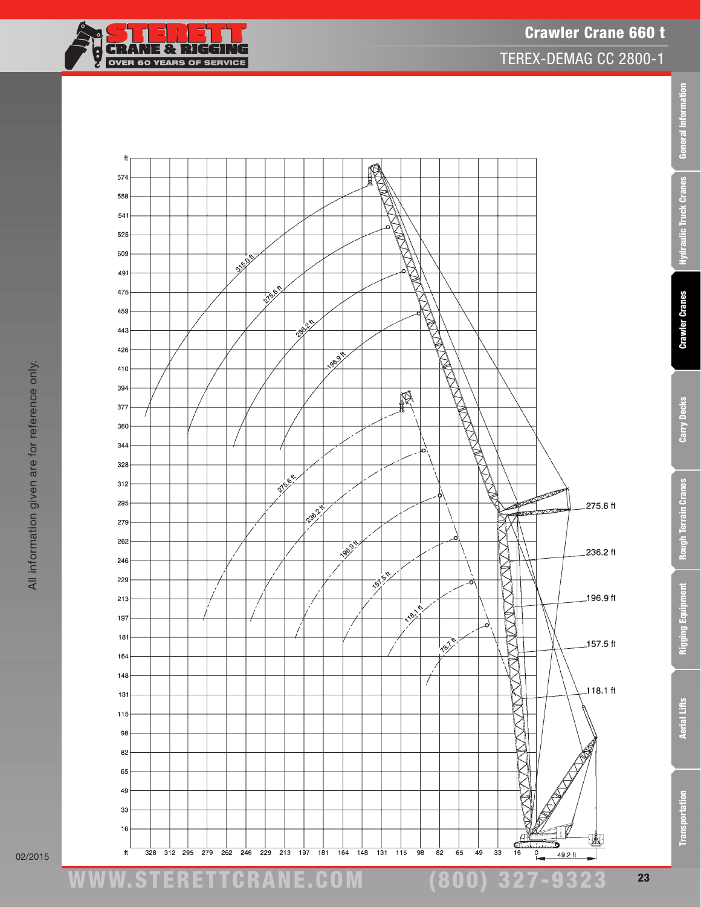# Crawler Crane 660 t

## TEREX-DEMAG CC 2800-1

ft

574, 558, 541, 525, 509, 491, 475, 459, 443, 426, 410, 394, 377, 360, 344, 328, 312, 295, 279, 262, 246, 229, 213, 197, 181, 164, 148, 131, 115, 98, 82, 65, 49, 33, 16

ft 328 312 295 279 262 246 229 213 197 181 164 148 131 115 98 82 65 49 33 16 0

49.2 ft

315.0 ft
275.6 ft
236.2 ft
196.9 ft

275.6 ft
236.2 ft
196.9 ft
157.5 ft
118.1 ft
78.7 ft

275.6 ft
236.2 ft
196.9 ft
157.5 ft
118.1 ft

All information given are for reference only.

02/2015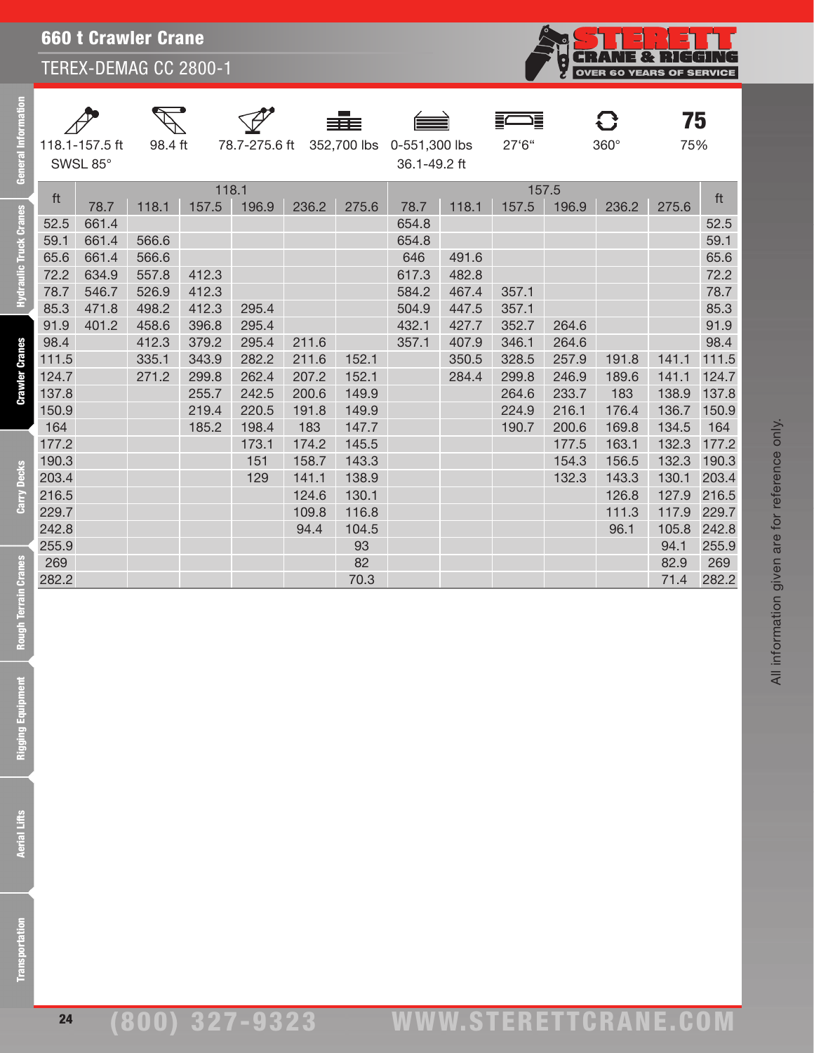# 660 t Crawler Crane

## TEREX-DEMAG CC 2800-1

| 118.1-157.5 ft SWSL 85° | 98.4 ft | 78.7-275.6 ft | 352,700 lbs | 0-551,300 lbs 36.1-49.2 ft | 27'6" | 360° | 75 75% |
|---|---|---|---|---|---|---|---|

| ft | 118.1 | | | | | | 157.5 | | | | | | ft |
|---|---|---|---|---|---|---|---|---|---|---|---|---|---|
| | 78.7 | 118.1 | 157.5 | 196.9 | 236.2 | 275.6 | 78.7 | 118.1 | 157.5 | 196.9 | 236.2 | 275.6 | |
| 52.5 | 661.4 | | | | | | 654.8 | | | | | | 52.5 |
| 59.1 | 661.4 | 566.6 | | | | | 654.8 | | | | | | 59.1 |
| 65.6 | 661.4 | 566.6 | | | | | 646 | 491.6 | | | | | 65.6 |
| 72.2 | 634.9 | 557.8 | 412.3 | | | | 617.3 | 482.8 | | | | | 72.2 |
| 78.7 | 546.7 | 526.9 | 412.3 | | | | 584.2 | 467.4 | 357.1 | | | | 78.7 |
| 85.3 | 471.8 | 498.2 | 412.3 | 295.4 | | | 504.9 | 447.5 | 357.1 | | | | 85.3 |
| 91.9 | 401.2 | 458.6 | 396.8 | 295.4 | | | 432.1 | 427.7 | 352.7 | 264.6 | | | 91.9 |
| 98.4 | | 412.3 | 379.2 | 295.4 | 211.6 | | 357.1 | 407.9 | 346.1 | 264.6 | | | 98.4 |
| 111.5 | | 335.1 | 343.9 | 282.2 | 211.6 | 152.1 | | 350.5 | 328.5 | 257.9 | 191.8 | 141.1 | 111.5 |
| 124.7 | | 271.2 | 299.8 | 262.4 | 207.2 | 152.1 | | 284.4 | 299.8 | 246.9 | 189.6 | 141.1 | 124.7 |
| 137.8 | | | 255.7 | 242.5 | 200.6 | 149.9 | | | 264.6 | 233.7 | 183 | 138.9 | 137.8 |
| 150.9 | | | 219.4 | 220.5 | 191.8 | 149.9 | | | 224.9 | 216.1 | 176.4 | 136.7 | 150.9 |
| 164 | | | 185.2 | 198.4 | 183 | 147.7 | | | 190.7 | 200.6 | 169.8 | 134.5 | 164 |
| 177.2 | | | | 173.1 | 174.2 | 145.5 | | | | 177.5 | 163.1 | 132.3 | 177.2 |
| 190.3 | | | | 151 | 158.7 | 143.3 | | | | 154.3 | 156.5 | 132.3 | 190.3 |
| 203.4 | | | | 129 | 141.1 | 138.9 | | | | 132.3 | 143.3 | 130.1 | 203.4 |
| 216.5 | | | | | 124.6 | 130.1 | | | | | 126.8 | 127.9 | 216.5 |
| 229.7 | | | | | 109.8 | 116.8 | | | | | 111.3 | 117.9 | 229.7 |
| 242.8 | | | | | 94.4 | 104.5 | | | | | 96.1 | 105.8 | 242.8 |
| 255.9 | | | | | | 93 | | | | | | 94.1 | 255.9 |
| 269 | | | | | | 82 | | | | | | 82.9 | 269 |
| 282.2 | | | | | | 70.3 | | | | | | 71.4 | 282.2 |

All information given are for reference only.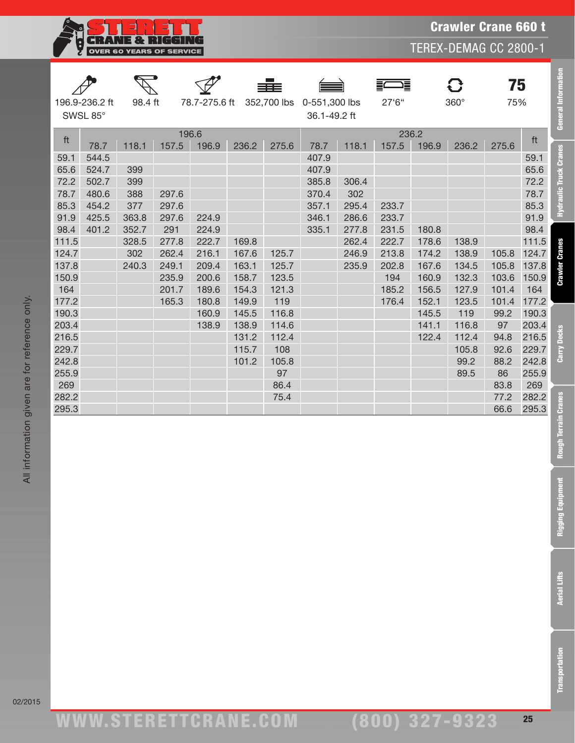# Crawler Crane 660 t

## TEREX-DEMAG CC 2800-1

| 196.9-236.2 ft SWSL 85° | 98.4 ft | 78.7-275.6 ft | 352,700 lbs | 0-551,300 lbs 36.1-49.2 ft | 27'6" | 360° | 75 75% |
|---|---|---|---|---|---|---|---|

| ft | 196.6 | | | | | | 236.2 | | | | | | ft |
|---|---|---|---|---|---|---|---|---|---|---|---|---|---|
| | 78.7 | 118.1 | 157.5 | 196.9 | 236.2 | 275.6 | 78.7 | 118.1 | 157.5 | 196.9 | 236.2 | 275.6 | |
| 59.1 | 544.5 | | | | | | 407.9 | | | | | | 59.1 |
| 65.6 | 524.7 | 399 | | | | | 407.9 | | | | | | 65.6 |
| 72.2 | 502.7 | 399 | | | | | 385.8 | 306.4 | | | | | 72.2 |
| 78.7 | 480.6 | 388 | 297.6 | | | | 370.4 | 302 | | | | | 78.7 |
| 85.3 | 454.2 | 377 | 297.6 | | | | 357.1 | 295.4 | 233.7 | | | | 85.3 |
| 91.9 | 425.5 | 363.8 | 297.6 | 224.9 | | | 346.1 | 286.6 | 233.7 | | | | 91.9 |
| 98.4 | 401.2 | 352.7 | 291 | 224.9 | | | 335.1 | 277.8 | 231.5 | 180.8 | | | 98.4 |
| 111.5 | | 328.5 | 277.8 | 222.7 | 169.8 | | | 262.4 | 222.7 | 178.6 | 138.9 | | 111.5 |
| 124.7 | | 302 | 262.4 | 216.1 | 167.6 | 125.7 | | 246.9 | 213.8 | 174.2 | 138.9 | 105.8 | 124.7 |
| 137.8 | | 240.3 | 249.1 | 209.4 | 163.1 | 125.7 | | 235.9 | 202.8 | 167.6 | 134.5 | 105.8 | 137.8 |
| 150.9 | | | 235.9 | 200.6 | 158.7 | 123.5 | | | 194 | 160.9 | 132.3 | 103.6 | 150.9 |
| 164 | | | 201.7 | 189.6 | 154.3 | 121.3 | | | 185.2 | 156.5 | 127.9 | 101.4 | 164 |
| 177.2 | | | 165.3 | 180.8 | 149.9 | 119 | | | 176.4 | 152.1 | 123.5 | 101.4 | 177.2 |
| 190.3 | | | | 160.9 | 145.5 | 116.8 | | | | 145.5 | 119 | 99.2 | 190.3 |
| 203.4 | | | | 138.9 | 138.9 | 114.6 | | | | 141.1 | 116.8 | 97 | 203.4 |
| 216.5 | | | | | 131.2 | 112.4 | | | | 122.4 | 112.4 | 94.8 | 216.5 |
| 229.7 | | | | | 115.7 | 108 | | | | | 105.8 | 92.6 | 229.7 |
| 242.8 | | | | | 101.2 | 105.8 | | | | | 99.2 | 88.2 | 242.8 |
| 255.9 | | | | | | 97 | | | | | 89.5 | 86 | 255.9 |
| 269 | | | | | | 86.4 | | | | | | 83.8 | 269 |
| 282.2 | | | | | | 75.4 | | | | | | 77.2 | 282.2 |
| 295.3 | | | | | | | | | | | | 66.6 | 295.3 |

All information given are for reference only.

02/2015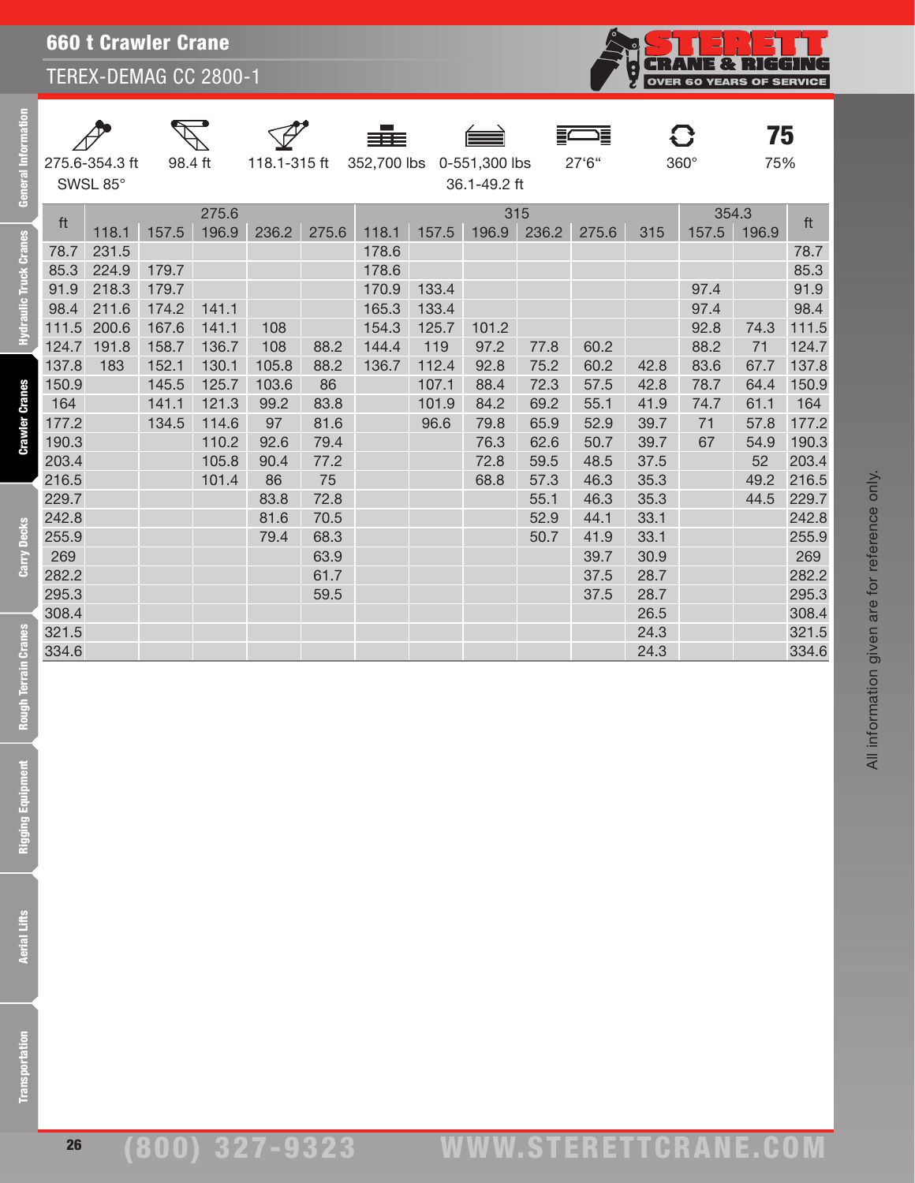## 660 t Crawler Crane

### TEREX-DEMAG CC 2800-1

| 275.6-354.3 ft SWSL 85° | 98.4 ft | 118.1-315 ft | 352,700 lbs | 0-551,300 lbs 36.1-49.2 ft | 27'6" | 360° | 75% |
|---|---|---|---|---|---|---|---|

| ft | 275.6 | | | | | 315 | | | | | | 354.3 | | ft |
|---|---|---|---|---|---|---|---|---|---|---|---|---|---|---|
| | 118.1 | 157.5 | 196.9 | 236.2 | 275.6 | 118.1 | 157.5 | 196.9 | 236.2 | 275.6 | 315 | 157.5 | 196.9 | |
| 78.7 | 231.5 | | | | | 178.6 | | | | | | | | 78.7 |
| 85.3 | 224.9 | 179.7 | | | | 178.6 | | | | | | | | 85.3 |
| 91.9 | 218.3 | 179.7 | | | | 170.9 | 133.4 | | | | | 97.4 | | 91.9 |
| 98.4 | 211.6 | 174.2 | 141.1 | | | 165.3 | 133.4 | | | | | 97.4 | | 98.4 |
| 111.5 | 200.6 | 167.6 | 141.1 | 108 | | 154.3 | 125.7 | 101.2 | | | | 92.8 | 74.3 | 111.5 |
| 124.7 | 191.8 | 158.7 | 136.7 | 108 | 88.2 | 144.4 | 119 | 97.2 | 77.8 | 60.2 | | 88.2 | 71 | 124.7 |
| 137.8 | 183 | 152.1 | 130.1 | 105.8 | 88.2 | 136.7 | 112.4 | 92.8 | 75.2 | 60.2 | 42.8 | 83.6 | 67.7 | 137.8 |
| 150.9 | | 145.5 | 125.7 | 103.6 | 86 | | 107.1 | 88.4 | 72.3 | 57.5 | 42.8 | 78.7 | 64.4 | 150.9 |
| 164 | | 141.1 | 121.3 | 99.2 | 83.8 | | 101.9 | 84.2 | 69.2 | 55.1 | 41.9 | 74.7 | 61.1 | 164 |
| 177.2 | | 134.5 | 114.6 | 97 | 81.6 | | 96.6 | 79.8 | 65.9 | 52.9 | 39.7 | 71 | 57.8 | 177.2 |
| 190.3 | | | 110.2 | 92.6 | 79.4 | | | 76.3 | 62.6 | 50.7 | 39.7 | 67 | 54.9 | 190.3 |
| 203.4 | | | 105.8 | 90.4 | 77.2 | | | 72.8 | 59.5 | 48.5 | 37.5 | | 52 | 203.4 |
| 216.5 | | | 101.4 | 86 | 75 | | | 68.8 | 57.3 | 46.3 | 35.3 | | 49.2 | 216.5 |
| 229.7 | | | | 83.8 | 72.8 | | | | 55.1 | 46.3 | 35.3 | | 44.5 | 229.7 |
| 242.8 | | | | 81.6 | 70.5 | | | | 52.9 | 44.1 | 33.1 | | | 242.8 |
| 255.9 | | | | 79.4 | 68.3 | | | | 50.7 | 41.9 | 33.1 | | | 255.9 |
| 269 | | | | | 63.9 | | | | | 39.7 | 30.9 | | | 269 |
| 282.2 | | | | | 61.7 | | | | | 37.5 | 28.7 | | | 282.2 |
| 295.3 | | | | | 59.5 | | | | | 37.5 | 28.7 | | | 295.3 |
| 308.4 | | | | | | | | | | | 26.5 | | | 308.4 |
| 321.5 | | | | | | | | | | | 24.3 | | | 321.5 |
| 334.6 | | | | | | | | | | | 24.3 | | | 334.6 |

All information given are for reference only.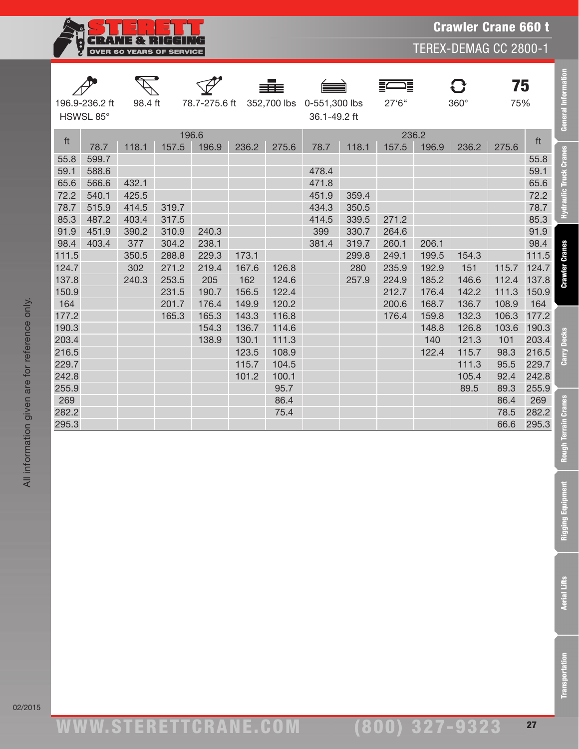# Crawler Crane 660 t

## TEREX-DEMAG CC 2800-1

| 196.9-236.2 ft HSWSL 85° | 98.4 ft | 78.7-275.6 ft | 352,700 lbs | 0-551,300 lbs 36.1-49.2 ft | 27'6" | 360° | 75% |
|---|---|---|---|---|---|---|---|

| ft | 196.6 | | | | | | 236.2 | | | | | | ft |
|---|---|---|---|---|---|---|---|---|---|---|---|---|---|
| | 78.7 | 118.1 | 157.5 | 196.9 | 236.2 | 275.6 | 78.7 | 118.1 | 157.5 | 196.9 | 236.2 | 275.6 | |
| 55.8 | 599.7 | | | | | | | | | | | | 55.8 |
| 59.1 | 588.6 | | | | | | 478.4 | | | | | | 59.1 |
| 65.6 | 566.6 | 432.1 | | | | | 471.8 | | | | | | 65.6 |
| 72.2 | 540.1 | 425.5 | | | | | 451.9 | 359.4 | | | | | 72.2 |
| 78.7 | 515.9 | 414.5 | 319.7 | | | | 434.3 | 350.5 | | | | | 78.7 |
| 85.3 | 487.2 | 403.4 | 317.5 | | | | 414.5 | 339.5 | 271.2 | | | | 85.3 |
| 91.9 | 451.9 | 390.2 | 310.9 | 240.3 | | | 399 | 330.7 | 264.6 | | | | 91.9 |
| 98.4 | 403.4 | 377 | 304.2 | 238.1 | | | 381.4 | 319.7 | 260.1 | 206.1 | | | 98.4 |
| 111.5 | | 350.5 | 288.8 | 229.3 | 173.1 | | | 299.8 | 249.1 | 199.5 | 154.3 | | 111.5 |
| 124.7 | | 302 | 271.2 | 219.4 | 167.6 | 126.8 | | 280 | 235.9 | 192.9 | 151 | 115.7 | 124.7 |
| 137.8 | | 240.3 | 253.5 | 205 | 162 | 124.6 | | 257.9 | 224.9 | 185.2 | 146.6 | 112.4 | 137.8 |
| 150.9 | | | 231.5 | 190.7 | 156.5 | 122.4 | | | 212.7 | 176.4 | 142.2 | 111.3 | 150.9 |
| 164 | | | 201.7 | 176.4 | 149.9 | 120.2 | | | 200.6 | 168.7 | 136.7 | 108.9 | 164 |
| 177.2 | | | 165.3 | 165.3 | 143.3 | 116.8 | | | 176.4 | 159.8 | 132.3 | 106.3 | 177.2 |
| 190.3 | | | | 154.3 | 136.7 | 114.6 | | | | 148.8 | 126.8 | 103.6 | 190.3 |
| 203.4 | | | | 138.9 | 130.1 | 111.3 | | | | 140 | 121.3 | 101 | 203.4 |
| 216.5 | | | | | 123.5 | 108.9 | | | | 122.4 | 115.7 | 98.3 | 216.5 |
| 229.7 | | | | | 115.7 | 104.5 | | | | | 111.3 | 95.5 | 229.7 |
| 242.8 | | | | | 101.2 | 100.1 | | | | | 105.4 | 92.4 | 242.8 |
| 255.9 | | | | | | 95.7 | | | | | 89.5 | 89.3 | 255.9 |
| 269 | | | | | | 86.4 | | | | | | 86.4 | 269 |
| 282.2 | | | | | | 75.4 | | | | | | 78.5 | 282.2 |
| 295.3 | | | | | | | | | | | | 66.6 | 295.3 |

All information given are for reference only.

02/2015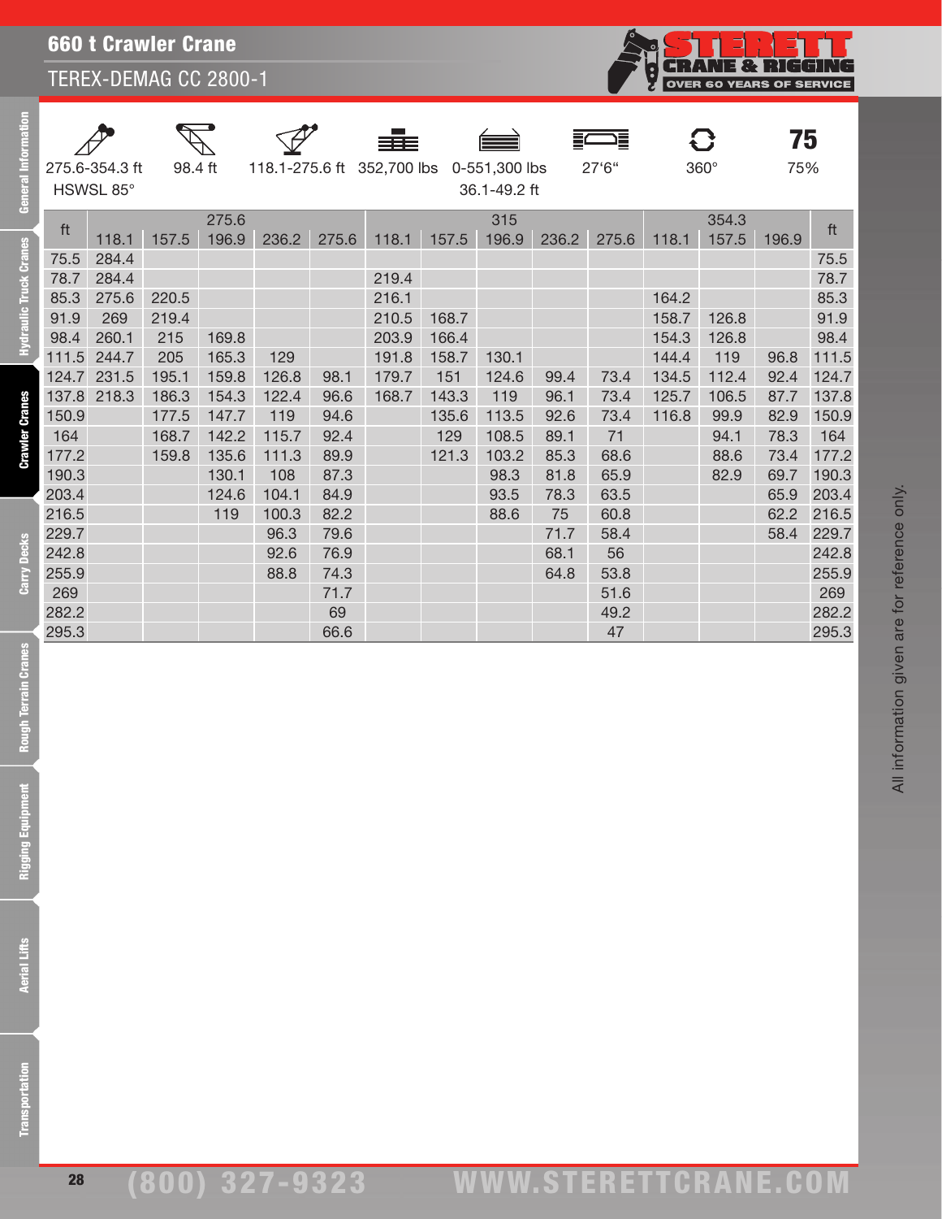# 660 t Crawler Crane

## TEREX-DEMAG CC 2800-1

| 275.6-354.3 ft HSWSL 85° | 98.4 ft | 118.1-275.6 ft | 352,700 lbs | 0-551,300 lbs 36.1-49.2 ft | 27'6" | 360° | 75% |
|---|---|---|---|---|---|---|---|

| ft | 275.6 | | | | | 315 | | | | | 354.3 | | | ft |
|---|---|---|---|---|---|---|---|---|---|---|---|---|---|---|
| | 118.1 | 157.5 | 196.9 | 236.2 | 275.6 | 118.1 | 157.5 | 196.9 | 236.2 | 275.6 | 118.1 | 157.5 | 196.9 | |
| 75.5 | 284.4 | | | | | | | | | | | | | 75.5 |
| 78.7 | 284.4 | | | | | 219.4 | | | | | | | | 78.7 |
| 85.3 | 275.6 | 220.5 | | | | 216.1 | | | | | 164.2 | | | 85.3 |
| 91.9 | 269 | 219.4 | | | | 210.5 | 168.7 | | | | 158.7 | 126.8 | | 91.9 |
| 98.4 | 260.1 | 215 | 169.8 | | | 203.9 | 166.4 | | | | 154.3 | 126.8 | | 98.4 |
| 111.5 | 244.7 | 205 | 165.3 | 129 | | 191.8 | 158.7 | 130.1 | | | 144.4 | 119 | 96.8 | 111.5 |
| 124.7 | 231.5 | 195.1 | 159.8 | 126.8 | 98.1 | 179.7 | 151 | 124.6 | 99.4 | 73.4 | 134.5 | 112.4 | 92.4 | 124.7 |
| 137.8 | 218.3 | 186.3 | 154.3 | 122.4 | 96.6 | 168.7 | 143.3 | 119 | 96.1 | 73.4 | 125.7 | 106.5 | 87.7 | 137.8 |
| 150.9 | | 177.5 | 147.7 | 119 | 94.6 | | 135.6 | 113.5 | 92.6 | 73.4 | 116.8 | 99.9 | 82.9 | 150.9 |
| 164 | | 168.7 | 142.2 | 115.7 | 92.4 | | 129 | 108.5 | 89.1 | 71 | | 94.1 | 78.3 | 164 |
| 177.2 | | 159.8 | 135.6 | 111.3 | 89.9 | | 121.3 | 103.2 | 85.3 | 68.6 | | 88.6 | 73.4 | 177.2 |
| 190.3 | | | 130.1 | 108 | 87.3 | | | 98.3 | 81.8 | 65.9 | | 82.9 | 69.7 | 190.3 |
| 203.4 | | | 124.6 | 104.1 | 84.9 | | | 93.5 | 78.3 | 63.5 | | | 65.9 | 203.4 |
| 216.5 | | | 119 | 100.3 | 82.2 | | | 88.6 | 75 | 60.8 | | | 62.2 | 216.5 |
| 229.7 | | | | 96.3 | 79.6 | | | | 71.7 | 58.4 | | | 58.4 | 229.7 |
| 242.8 | | | | 92.6 | 76.9 | | | | 68.1 | 56 | | | | 242.8 |
| 255.9 | | | | 88.8 | 74.3 | | | | 64.8 | 53.8 | | | | 255.9 |
| 269 | | | | | 71.7 | | | | | 51.6 | | | | 269 |
| 282.2 | | | | | 69 | | | | | 49.2 | | | | 282.2 |
| 295.3 | | | | | 66.6 | | | | | 47 | | | | 295.3 |

All information given are for reference only.